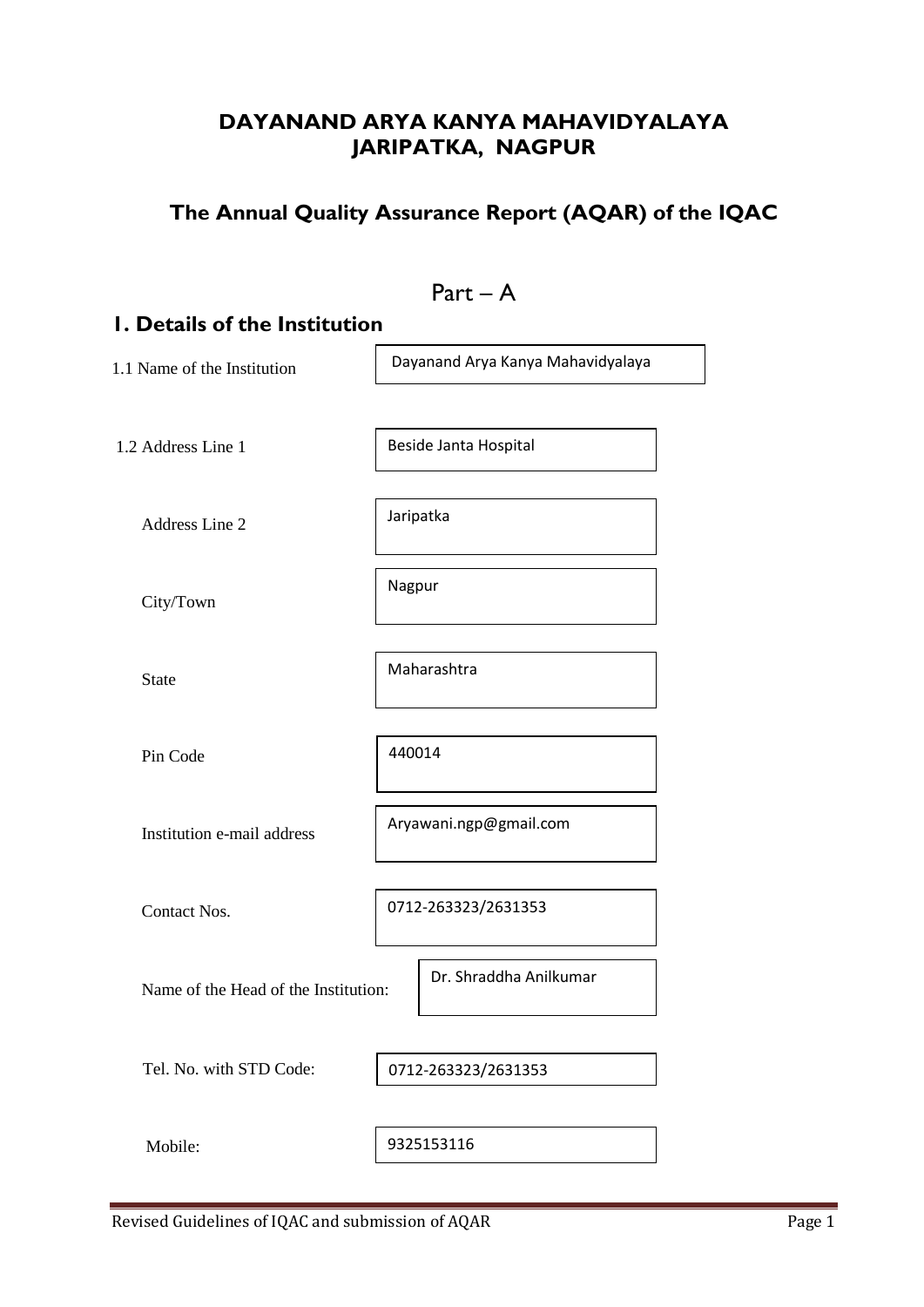# DAYANAND ARYA KANYA MAHAVIDYALAYA
# JARIPATKA, NAGPUR

## The Annual Quality Assurance Report (AQAR) of the IQAC

Part – A

## 1. Details of the Institution

| | |
|---|---|
| 1.1 Name of the Institution | Dayanand Arya Kanya Mahavidyalaya |
| 1.2 Address Line 1 | Beside Janta Hospital |
| Address Line 2 | Jaripatka |
| City/Town | Nagpur |
| State | Maharashtra |
| Pin Code | 440014 |
| Institution e-mail address | Aryawani.ngp@gmail.com |
| Contact Nos. | 0712-263323/2631353 |
| Name of the Head of the Institution: | Dr. Shraddha Anilkumar |
| Tel. No. with STD Code: | 0712-263323/2631353 |
| Mobile: | 9325153116 |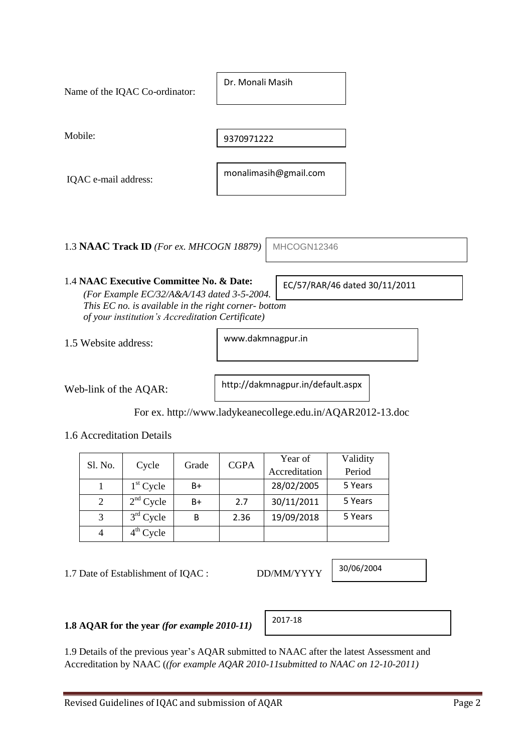Name of the IQAC Co-ordinator: Dr. Monali Masih

Mobile: 9370971222

IQAC e-mail address: monalimasih@gmail.com

1.3 **NAAC Track ID** *(For ex. MHCOGN 18879)* MHCOGN12346

1.4 **NAAC Executive Committee No. & Date:** EC/57/RAR/46 dated 30/11/2011
*(For Example EC/32/A&A/143 dated 3-5-2004. This EC no. is available in the right corner- bottom of your institution's Accreditation Certificate)*

1.5 Website address: www.dakmnagpur.in

Web-link of the AQAR: http://dakmnagpur.in/default.aspx

For ex. http://www.ladykeanecollege.edu.in/AQAR2012-13.doc

1.6 Accreditation Details

| Sl. No. | Cycle | Grade | CGPA | Year of Accreditation | Validity Period |
|---|---|---|---|---|---|
| 1 | 1st Cycle | B+ | | 28/02/2005 | 5 Years |
| 2 | 2nd Cycle | B+ | 2.7 | 30/11/2011 | 5 Years |
| 3 | 3rd Cycle | B | 2.36 | 19/09/2018 | 5 Years |
| 4 | 4th Cycle | | | | |

1.7 Date of Establishment of IQAC : DD/MM/YYYY 30/06/2004

**1.8 AQAR for the year** ***(for example 2010-11)*** 2017-18

1.9 Details of the previous year's AQAR submitted to NAAC after the latest Assessment and Accreditation by NAAC (*(for example AQAR 2010-11submitted to NAAC on 12-10-2011)*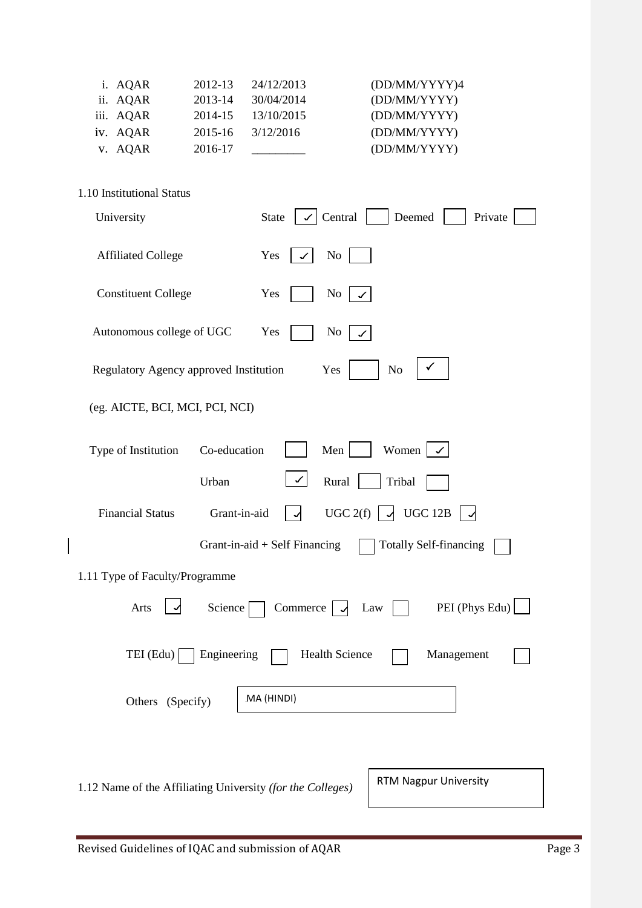| | | | |
|---|---|---|---|
| i. AQAR | 2012-13 | 24/12/2013 | (DD/MM/YYYY)4 |
| ii. AQAR | 2013-14 | 30/04/2014 | (DD/MM/YYYY) |
| iii. AQAR | 2014-15 | 13/10/2015 | (DD/MM/YYYY) |
| iv. AQAR | 2015-16 | 3/12/2016 | (DD/MM/YYYY) |
| v. AQAR | 2016-17 | _________ | (DD/MM/YYYY) |

1.10 Institutional Status

University: State [✓] Central [ ] Deemed [ ] Private [ ]

Affiliated College: Yes [✓] No [ ]

Constituent College: Yes [ ] No [✓]

Autonomous college of UGC: Yes [ ] No [✓]

Regulatory Agency approved Institution: Yes [ ] No [✓]

(eg. AICTE, BCI, MCI, PCI, NCI)

Type of Institution: Co-education [ ] Men [ ] Women [✓]

Urban [✓] Rural [ ] Tribal [ ]

Financial Status: Grant-in-aid [✓] UGC 2(f) [✓] UGC 12B [✓]

Grant-in-aid + Self Financing [ ] Totally Self-financing [ ]

1.11 Type of Faculty/Programme

Arts [✓] Science [ ] Commerce [✓] Law [ ] PEI (Phys Edu) [ ]

TEI (Edu) [ ] Engineering [ ] Health Science [ ] Management [ ]

Others (Specify): MA (HINDI)

1.12 Name of the Affiliating University *(for the Colleges)*: RTM Nagpur University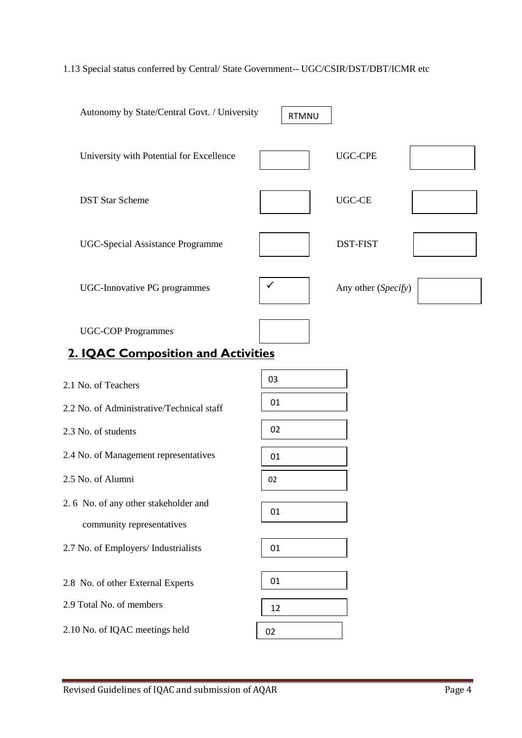1.13 Special status conferred by Central/ State Government-- UGC/CSIR/DST/DBT/ICMR etc

| | | | |
|---|---|---|---|
| Autonomy by State/Central Govt. / University | RTMNU | | |
| University with Potential for Excellence | | UGC-CPE | |
| DST Star Scheme | | UGC-CE | |
| UGC-Special Assistance Programme | | DST-FIST | |
| UGC-Innovative PG programmes | ✓ | Any other (*Specify*) | |
| UGC-COP Programmes | | | |

## 2. IQAC Composition and Activities

| | |
|---|---|
| 2.1 No. of Teachers | 03 |
| 2.2 No. of Administrative/Technical staff | 01 |
| 2.3 No. of students | 02 |
| 2.4 No. of Management representatives | 01 |
| 2.5 No. of Alumni | 02 |
| 2.6 No. of any other stakeholder and community representatives | 01 |
| 2.7 No. of Employers/ Industrialists | 01 |
| 2.8 No. of other External Experts | 01 |
| 2.9 Total No. of members | 12 |
| 2.10 No. of IQAC meetings held | 02 |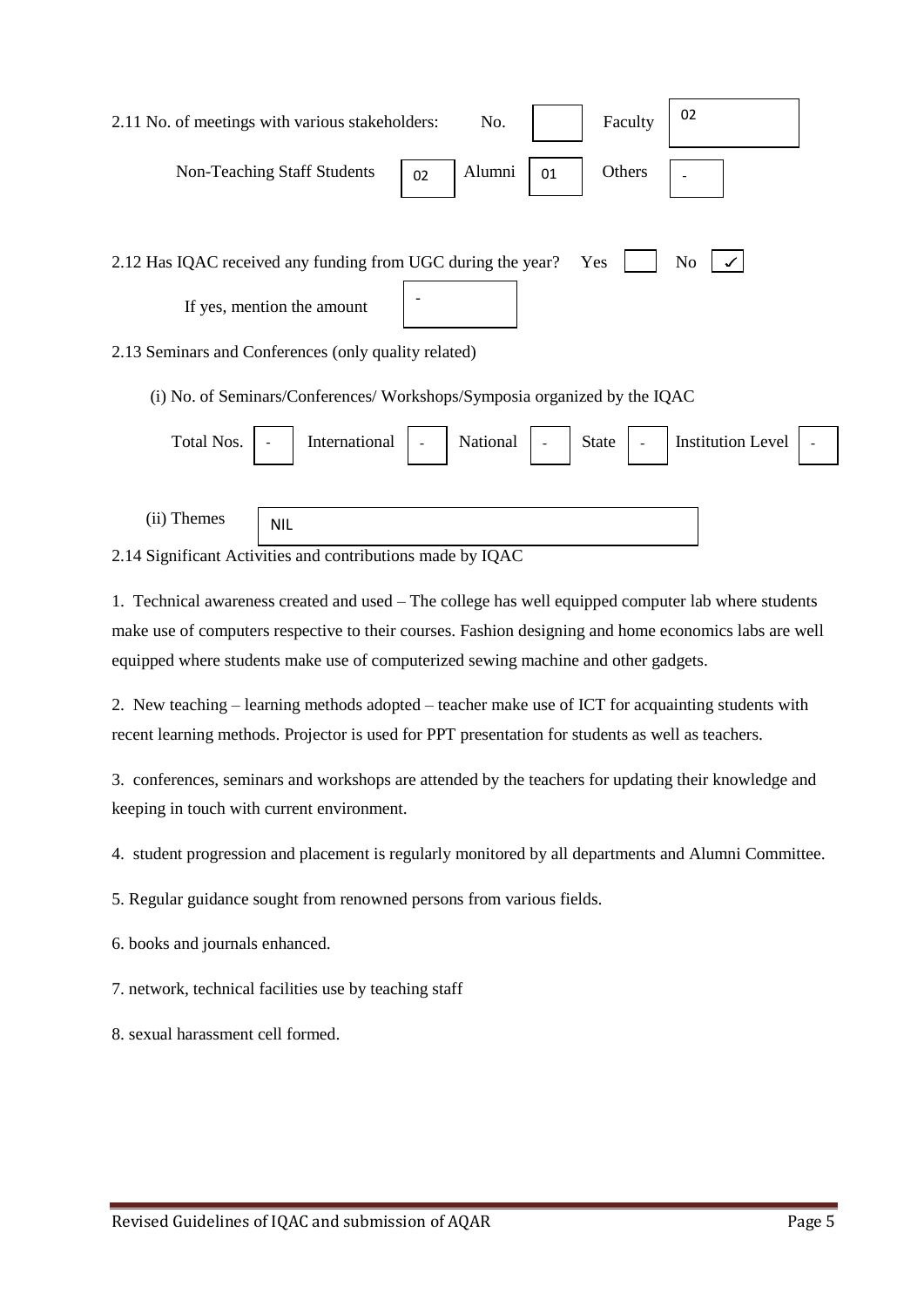2.11 No. of meetings with various stakeholders: No. [ ] Faculty [02]

Non-Teaching Staff Students [02] Alumni [01] Others [-]

2.12 Has IQAC received any funding from UGC during the year? Yes [ ] No [✓]

If yes, mention the amount [-]

2.13 Seminars and Conferences (only quality related)

(i) No. of Seminars/Conferences/ Workshops/Symposia organized by the IQAC

| Total Nos. | International | National | State | Institution Level |
|---|---|---|---|---|
| - | - | - | - | - |

(ii) Themes [NIL]

2.14 Significant Activities and contributions made by IQAC

1. Technical awareness created and used – The college has well equipped computer lab where students make use of computers respective to their courses. Fashion designing and home economics labs are well equipped where students make use of computerized sewing machine and other gadgets.

2. New teaching – learning methods adopted – teacher make use of ICT for acquainting students with recent learning methods. Projector is used for PPT presentation for students as well as teachers.

3. conferences, seminars and workshops are attended by the teachers for updating their knowledge and keeping in touch with current environment.

4. student progression and placement is regularly monitored by all departments and Alumni Committee.

5. Regular guidance sought from renowned persons from various fields.

6. books and journals enhanced.

7. network, technical facilities use by teaching staff

8. sexual harassment cell formed.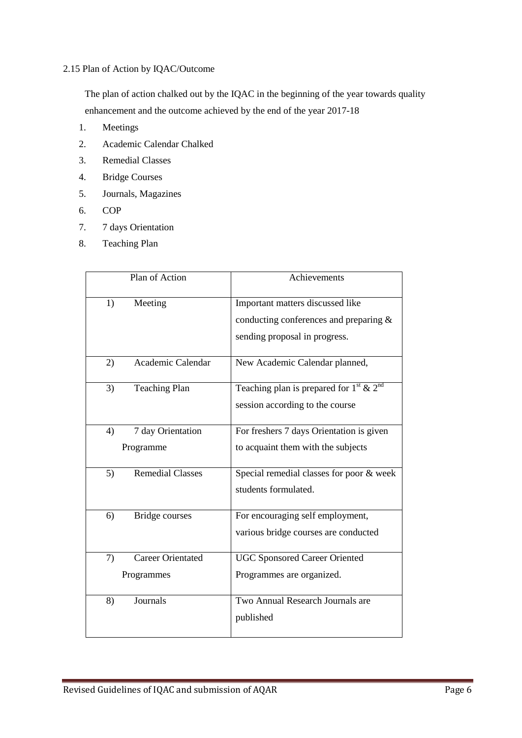2.15 Plan of Action by IQAC/Outcome

The plan of action chalked out by the IQAC in the beginning of the year towards quality enhancement and the outcome achieved by the end of the year 2017-18

1. Meetings
2. Academic Calendar Chalked
3. Remedial Classes
4. Bridge Courses
5. Journals, Magazines
6. COP
7. 7 days Orientation
8. Teaching Plan

| Plan of Action | Achievements |
|---|---|
| 1) Meeting | Important matters discussed like conducting conferences and preparing & sending proposal in progress. |
| 2) Academic Calendar | New Academic Calendar planned, |
| 3) Teaching Plan | Teaching plan is prepared for 1st & 2nd session according to the course |
| 4) 7 day Orientation Programme | For freshers 7 days Orientation is given to acquaint them with the subjects |
| 5) Remedial Classes | Special remedial classes for poor & week students formulated. |
| 6) Bridge courses | For encouraging self employment, various bridge courses are conducted |
| 7) Career Orientated Programmes | UGC Sponsored Career Oriented Programmes are organized. |
| 8) Journals | Two Annual Research Journals are published |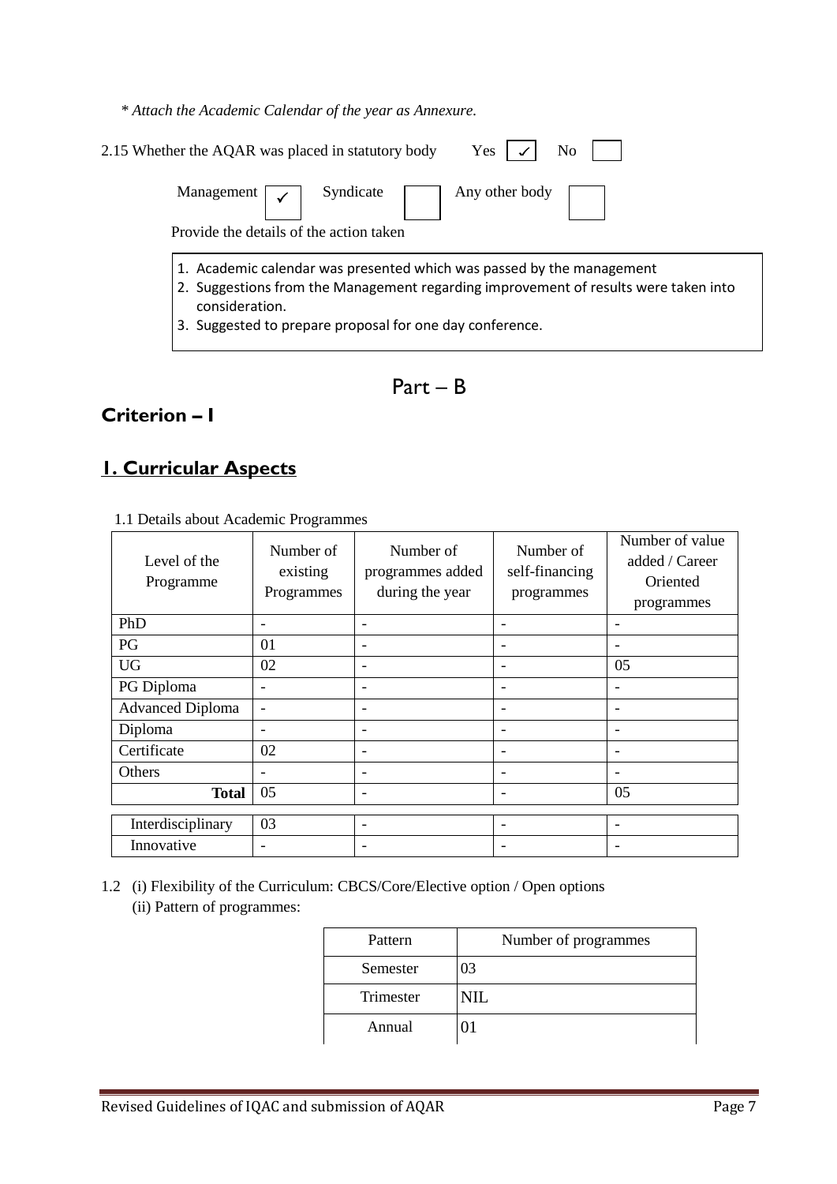*\* Attach the Academic Calendar of the year as Annexure.*

2.15 Whether the AQAR was placed in statutory body Yes ✓ No

Management ✓ Syndicate Any other body

Provide the details of the action taken

1. Academic calendar was presented which was passed by the management
2. Suggestions from the Management regarding improvement of results were taken into consideration.
3. Suggested to prepare proposal for one day conference.

# Part – B

## Criterion – I

## 1. Curricular Aspects

1.1 Details about Academic Programmes

| Level of the Programme | Number of existing Programmes | Number of programmes added during the year | Number of self-financing programmes | Number of value added / Career Oriented programmes |
|---|---|---|---|---|
| PhD | - | - | - | - |
| PG | 01 | - | - | - |
| UG | 02 | - | - | 05 |
| PG Diploma | - | - | - | - |
| Advanced Diploma | - | - | - | - |
| Diploma | - | - | - | - |
| Certificate | 02 | - | - | - |
| Others | - | - | - | - |
| **Total** | 05 | - | - | 05 |
| Interdisciplinary | 03 | - | - | - |
| Innovative | - | - | - | - |

1.2 (i) Flexibility of the Curriculum: CBCS/Core/Elective option / Open options
(ii) Pattern of programmes:

| Pattern | Number of programmes |
|---|---|
| Semester | 03 |
| Trimester | NIL |
| Annual | 01 |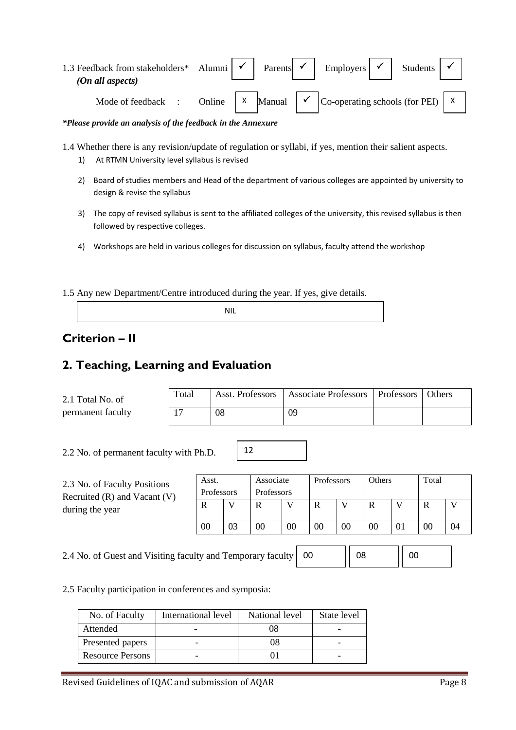1.3 Feedback from stakeholders* Alumni ✓ Parents ✓ Employers ✓ Students ✓
*(On all aspects)*

Mode of feedback : Online X Manual ✓ Co-operating schools (for PEI) X

***Please provide an analysis of the feedback in the Annexure***

1.4 Whether there is any revision/update of regulation or syllabi, if yes, mention their salient aspects.

1) At RTMN University level syllabus is revised
2) Board of studies members and Head of the department of various colleges are appointed by university to design & revise the syllabus
3) The copy of revised syllabus is sent to the affiliated colleges of the university, this revised syllabus is then followed by respective colleges.
4) Workshops are held in various colleges for discussion on syllabus, faculty attend the workshop

1.5 Any new Department/Centre introduced during the year. If yes, give details.

NIL

## Criterion – II

## 2. Teaching, Learning and Evaluation

2.1 Total No. of permanent faculty

| Total | Asst. Professors | Associate Professors | Professors | Others |
|---|---|---|---|---|
| 17 | 08 | 09 | | |

2.2 No. of permanent faculty with Ph.D. 12

2.3 No. of Faculty Positions Recruited (R) and Vacant (V) during the year

| Asst. Professors | | Associate Professors | | Professors | | Others | | Total | |
|---|---|---|---|---|---|---|---|---|---|
| R | V | R | V | R | V | R | V | R | V |
| 00 | 03 | 00 | 00 | 00 | 00 | 00 | 01 | 00 | 04 |

2.4 No. of Guest and Visiting faculty and Temporary faculty 00 08 00

2.5 Faculty participation in conferences and symposia:

| No. of Faculty | International level | National level | State level |
|---|---|---|---|
| Attended | - | 08 | - |
| Presented papers | - | 08 | - |
| Resource Persons | - | 01 | - |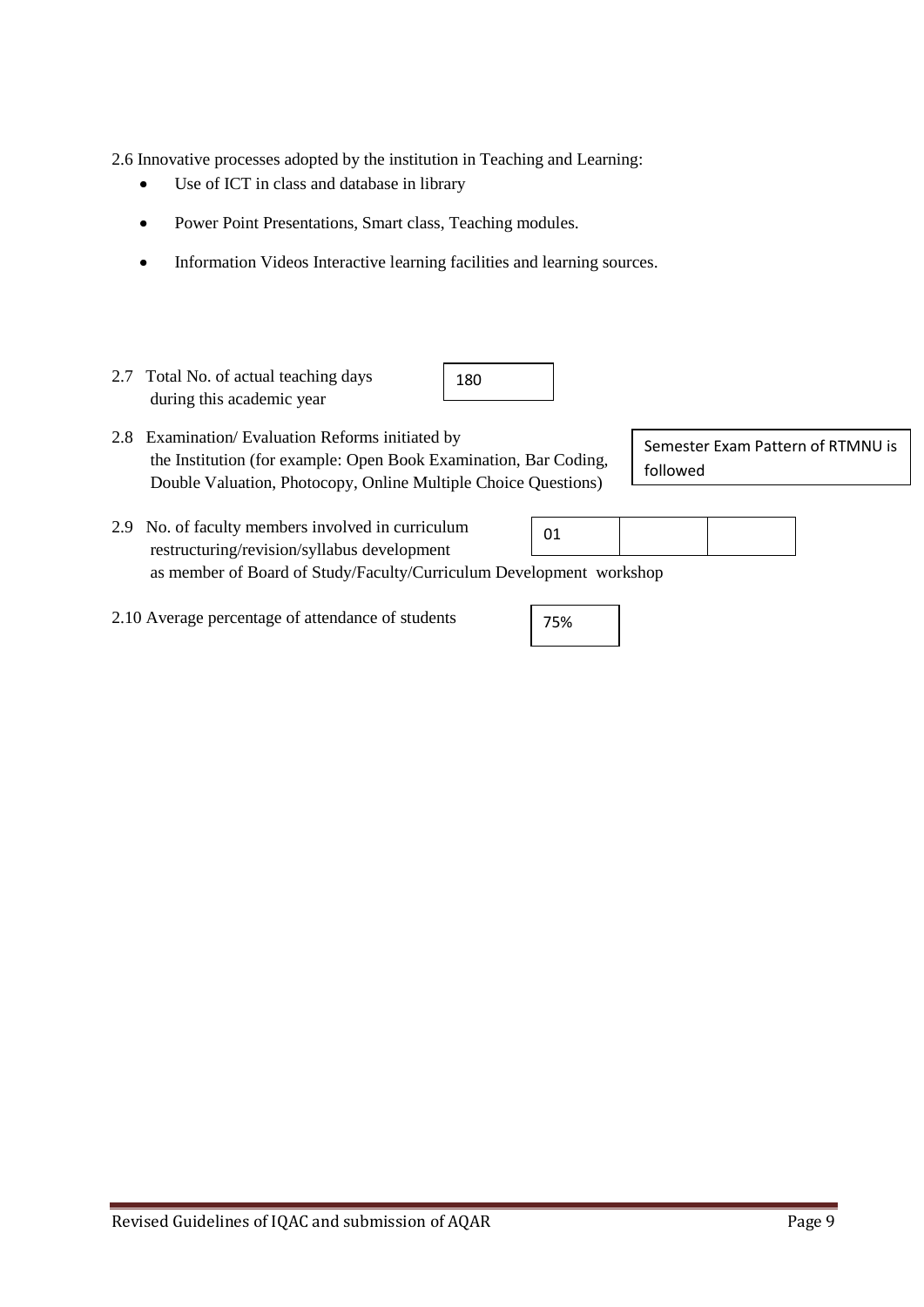2.6 Innovative processes adopted by the institution in Teaching and Learning:

- Use of ICT in class and database in library
- Power Point Presentations, Smart class, Teaching modules.
- Information Videos Interactive learning facilities and learning sources.

2.7 Total No. of actual teaching days during this academic year

| 180 |
|---|

2.8 Examination/ Evaluation Reforms initiated by the Institution (for example: Open Book Examination, Bar Coding, Double Valuation, Photocopy, Online Multiple Choice Questions)

| Semester Exam Pattern of RTMNU is followed |
|---|

2.9 No. of faculty members involved in curriculum restructuring/revision/syllabus development as member of Board of Study/Faculty/Curriculum Development workshop

| 01 | | |
|---|---|---|

2.10 Average percentage of attendance of students

| 75% |
|---|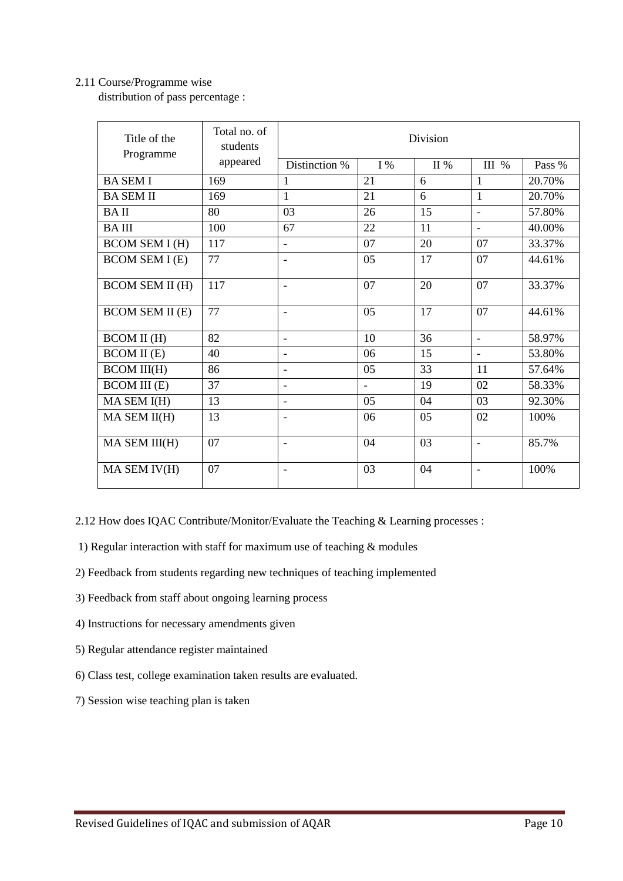2.11 Course/Programme wise distribution of pass percentage :

| Title of the Programme | Total no. of students appeared | Division | | | | |
|---|---|---|---|---|---|---|
| | | Distinction % | I % | II % | III % | Pass % |
| BA SEM I | 169 | 1 | 21 | 6 | 1 | 20.70% |
| BA SEM II | 169 | 1 | 21 | 6 | 1 | 20.70% |
| BA II | 80 | 03 | 26 | 15 | - | 57.80% |
| BA III | 100 | 67 | 22 | 11 | - | 40.00% |
| BCOM SEM I (H) | 117 | - | 07 | 20 | 07 | 33.37% |
| BCOM SEM I (E) | 77 | - | 05 | 17 | 07 | 44.61% |
| BCOM SEM II (H) | 117 | - | 07 | 20 | 07 | 33.37% |
| BCOM SEM II (E) | 77 | - | 05 | 17 | 07 | 44.61% |
| BCOM II (H) | 82 | - | 10 | 36 | - | 58.97% |
| BCOM II (E) | 40 | - | 06 | 15 | - | 53.80% |
| BCOM III(H) | 86 | - | 05 | 33 | 11 | 57.64% |
| BCOM III (E) | 37 | - | - | 19 | 02 | 58.33% |
| MA SEM I(H) | 13 | - | 05 | 04 | 03 | 92.30% |
| MA SEM II(H) | 13 | - | 06 | 05 | 02 | 100% |
| MA SEM III(H) | 07 | - | 04 | 03 | - | 85.7% |
| MA SEM IV(H) | 07 | - | 03 | 04 | - | 100% |

2.12 How does IQAC Contribute/Monitor/Evaluate the Teaching & Learning processes :

1) Regular interaction with staff for maximum use of teaching & modules

2) Feedback from students regarding new techniques of teaching implemented

3) Feedback from staff about ongoing learning process

4) Instructions for necessary amendments given

5) Regular attendance register maintained

6) Class test, college examination taken results are evaluated.

7) Session wise teaching plan is taken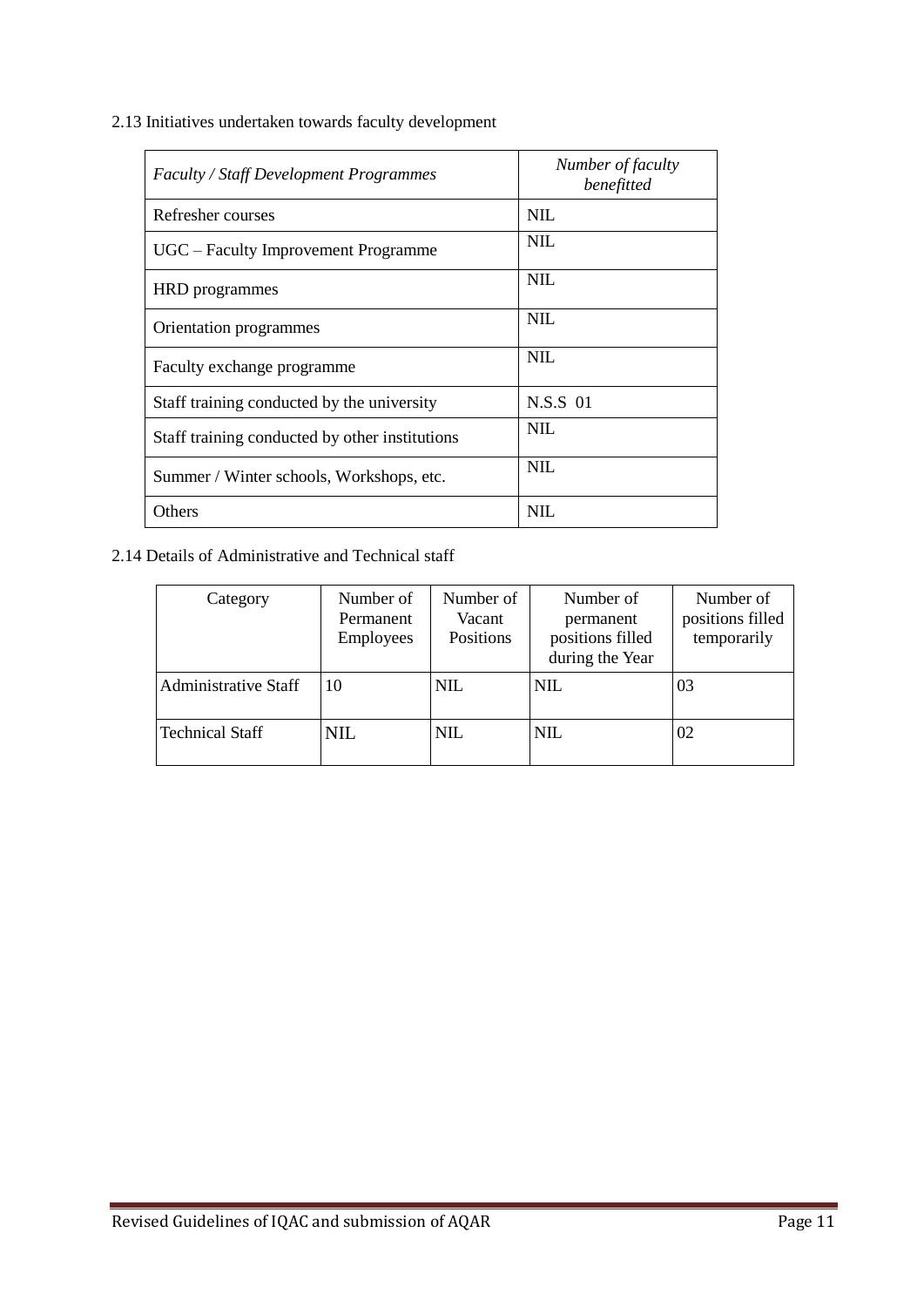2.13 Initiatives undertaken towards faculty development

| *Faculty / Staff Development Programmes* | *Number of faculty benefitted* |
|---|---|
| Refresher courses | NIL |
| UGC – Faculty Improvement Programme | NIL |
| HRD programmes | NIL |
| Orientation programmes | NIL |
| Faculty exchange programme | NIL |
| Staff training conducted by the university | N.S.S 01 |
| Staff training conducted by other institutions | NIL |
| Summer / Winter schools, Workshops, etc. | NIL |
| Others | NIL |

2.14 Details of Administrative and Technical staff

| Category | Number of Permanent Employees | Number of Vacant Positions | Number of permanent positions filled during the Year | Number of positions filled temporarily |
|---|---|---|---|---|
| Administrative Staff | 10 | NIL | NIL | 03 |
| Technical Staff | NIL | NIL | NIL | 02 |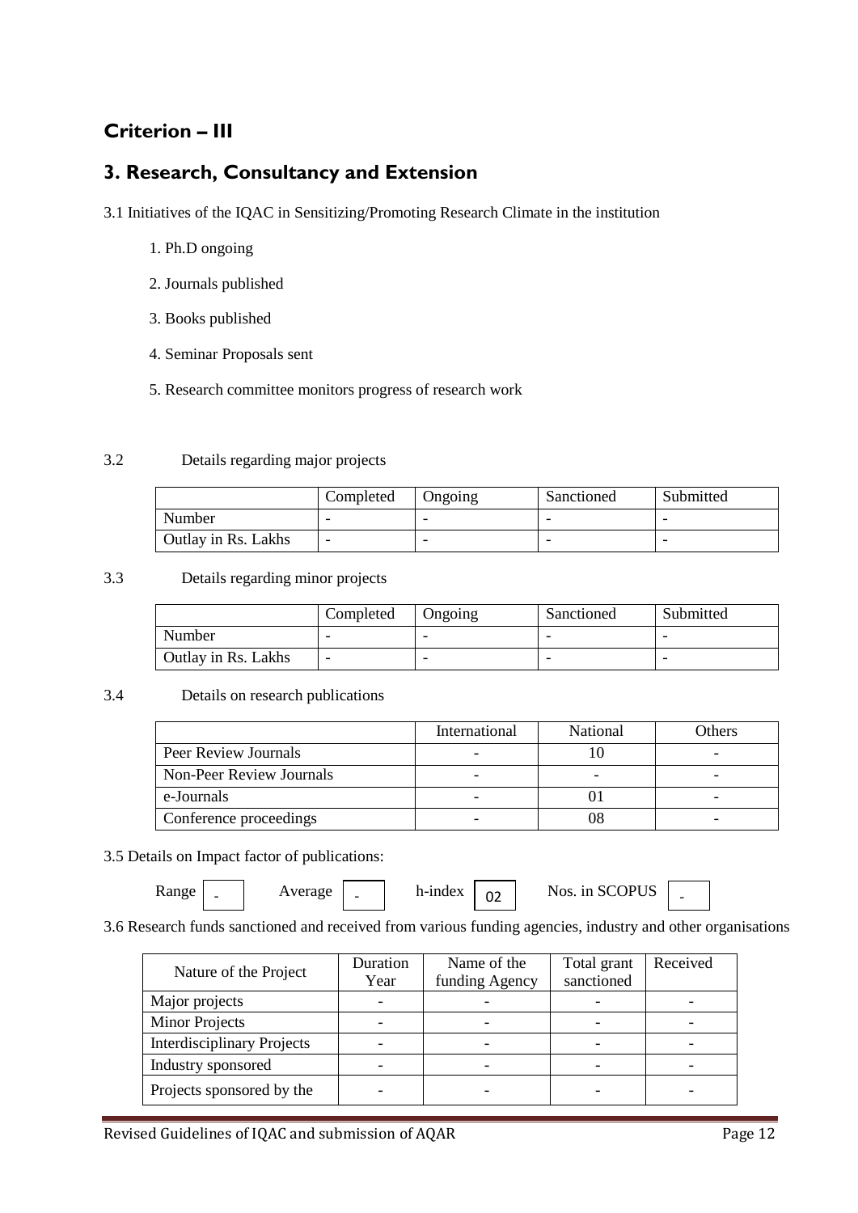## Criterion – III

## 3. Research, Consultancy and Extension

3.1 Initiatives of the IQAC in Sensitizing/Promoting Research Climate in the institution

1. Ph.D ongoing
2. Journals published
3. Books published
4. Seminar Proposals sent
5. Research committee monitors progress of research work

3.2 Details regarding major projects

| | Completed | Ongoing | Sanctioned | Submitted |
|---|---|---|---|---|
| Number | - | - | - | - |
| Outlay in Rs. Lakhs | - | - | - | - |

3.3 Details regarding minor projects

| | Completed | Ongoing | Sanctioned | Submitted |
|---|---|---|---|---|
| Number | - | - | - | - |
| Outlay in Rs. Lakhs | - | - | - | - |

3.4 Details on research publications

| | International | National | Others |
|---|---|---|---|
| Peer Review Journals | - | 10 | - |
| Non-Peer Review Journals | - | - | - |
| e-Journals | - | 01 | - |
| Conference proceedings | - | 08 | - |

3.5 Details on Impact factor of publications:

Range - Average - h-index 02 Nos. in SCOPUS -

3.6 Research funds sanctioned and received from various funding agencies, industry and other organisations

| Nature of the Project | Duration Year | Name of the funding Agency | Total grant sanctioned | Received |
|---|---|---|---|---|
| Major projects | - | - | - | - |
| Minor Projects | - | - | - | - |
| Interdisciplinary Projects | - | - | - | - |
| Industry sponsored | - | - | - | - |
| Projects sponsored by the | - | - | - | - |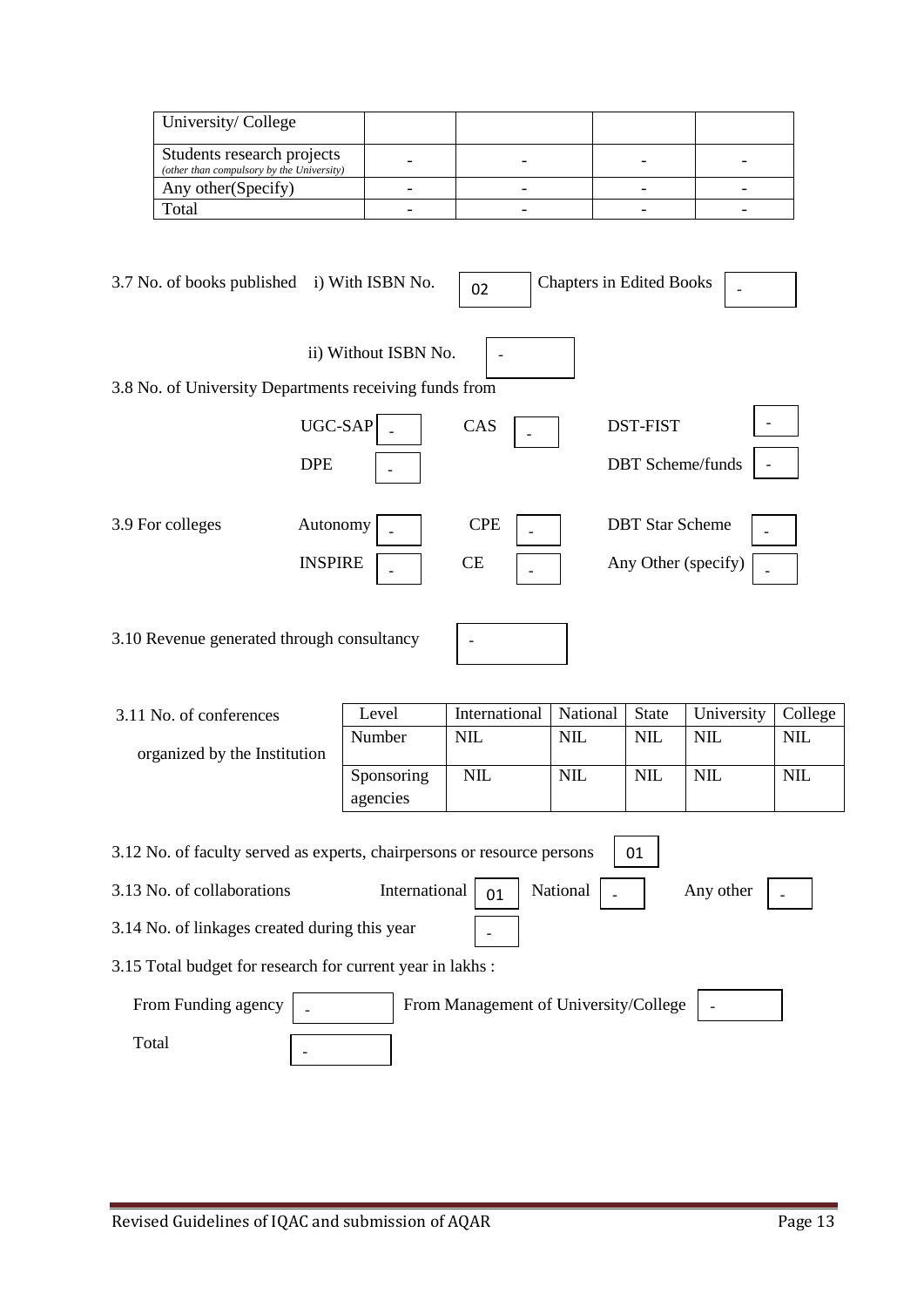| University/ College | | | | |
|---|---|---|---|---|
| Students research projects *(other than compulsory by the University)* | - | - | - | - |
| Any other(Specify) | - | - | - | - |
| Total | - | - | - | - |

3.7 No. of books published i) With ISBN No. 02 Chapters in Edited Books -

ii) Without ISBN No. -

3.8 No. of University Departments receiving funds from

| | | | | | |
|---|---|---|---|---|---|
| UGC-SAP | - | CAS | - | DST-FIST | - |
| DPE | - | | | DBT Scheme/funds | - |

3.9 For colleges

| | | | | | |
|---|---|---|---|---|---|
| Autonomy | - | CPE | - | DBT Star Scheme | - |
| INSPIRE | - | CE | - | Any Other (specify) | - |

3.10 Revenue generated through consultancy -

3.11 No. of conferences organized by the Institution

| Level | International | National | State | University | College |
|---|---|---|---|---|---|
| Number | NIL | NIL | NIL | NIL | NIL |
| Sponsoring agencies | NIL | NIL | NIL | NIL | NIL |

3.12 No. of faculty served as experts, chairpersons or resource persons 01

3.13 No. of collaborations International 01 National - Any other -

3.14 No. of linkages created during this year -

3.15 Total budget for research for current year in lakhs :

From Funding agency - From Management of University/College -

Total -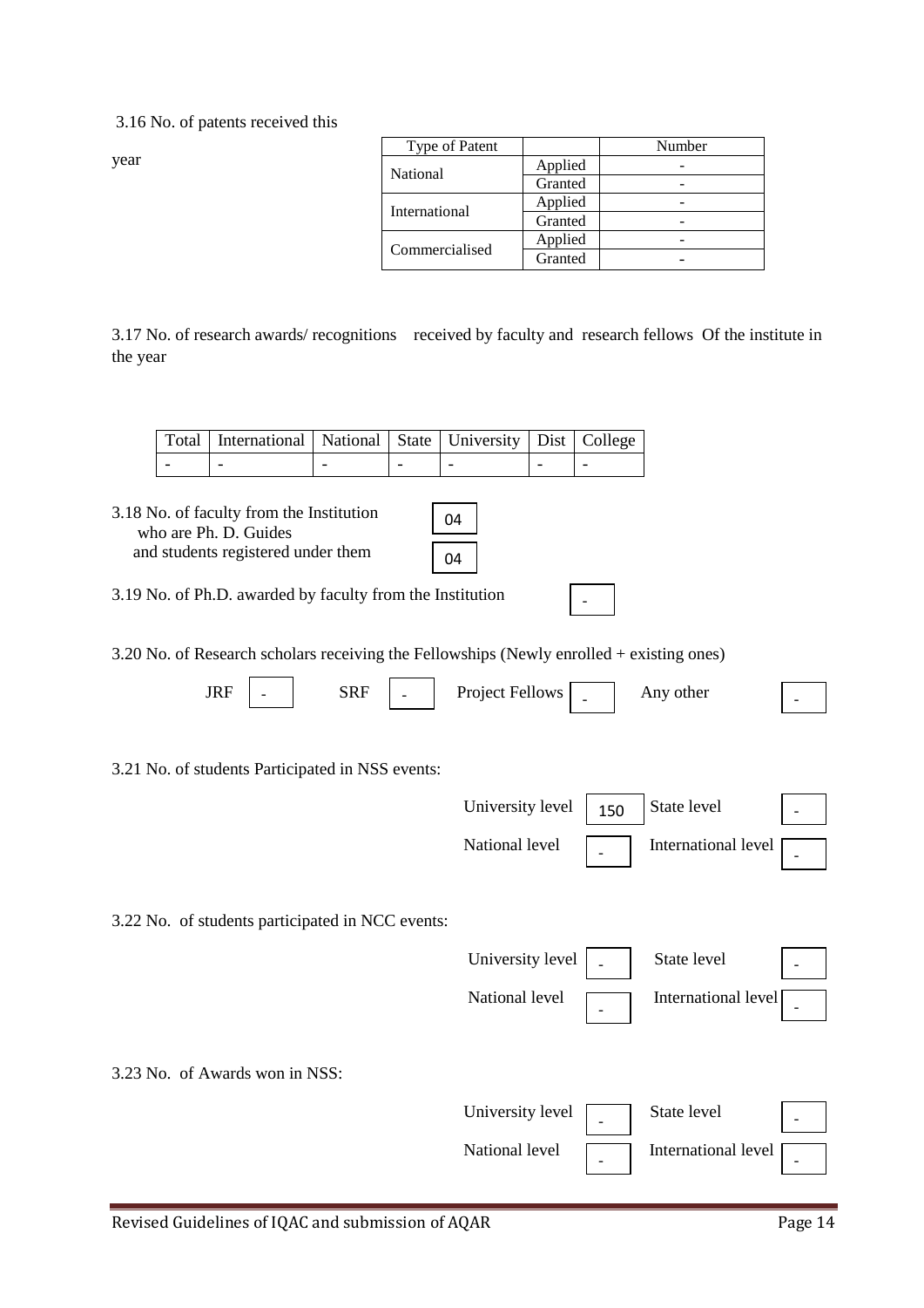3.16 No. of patents received this year

| Type of Patent | | Number |
|---|---|---|
| National | Applied | - |
| | Granted | - |
| International | Applied | - |
| | Granted | - |
| Commercialised | Applied | - |
| | Granted | - |

3.17 No. of research awards/ recognitions received by faculty and research fellows Of the institute in the year

| Total | International | National | State | University | Dist | College |
|---|---|---|---|---|---|---|
| - | - | - | - | - | - | - |

3.18 No. of faculty from the Institution who are Ph. D. Guides 04

and students registered under them 04

3.19 No. of Ph.D. awarded by faculty from the Institution -

3.20 No. of Research scholars receiving the Fellowships (Newly enrolled + existing ones)

JRF - SRF - Project Fellows - Any other -

3.21 No. of students Participated in NSS events:

University level 150 State level -

National level - International level -

3.22 No. of students participated in NCC events:

University level - State level -

National level - International level -

3.23 No. of Awards won in NSS:

University level - State level -

National level - International level -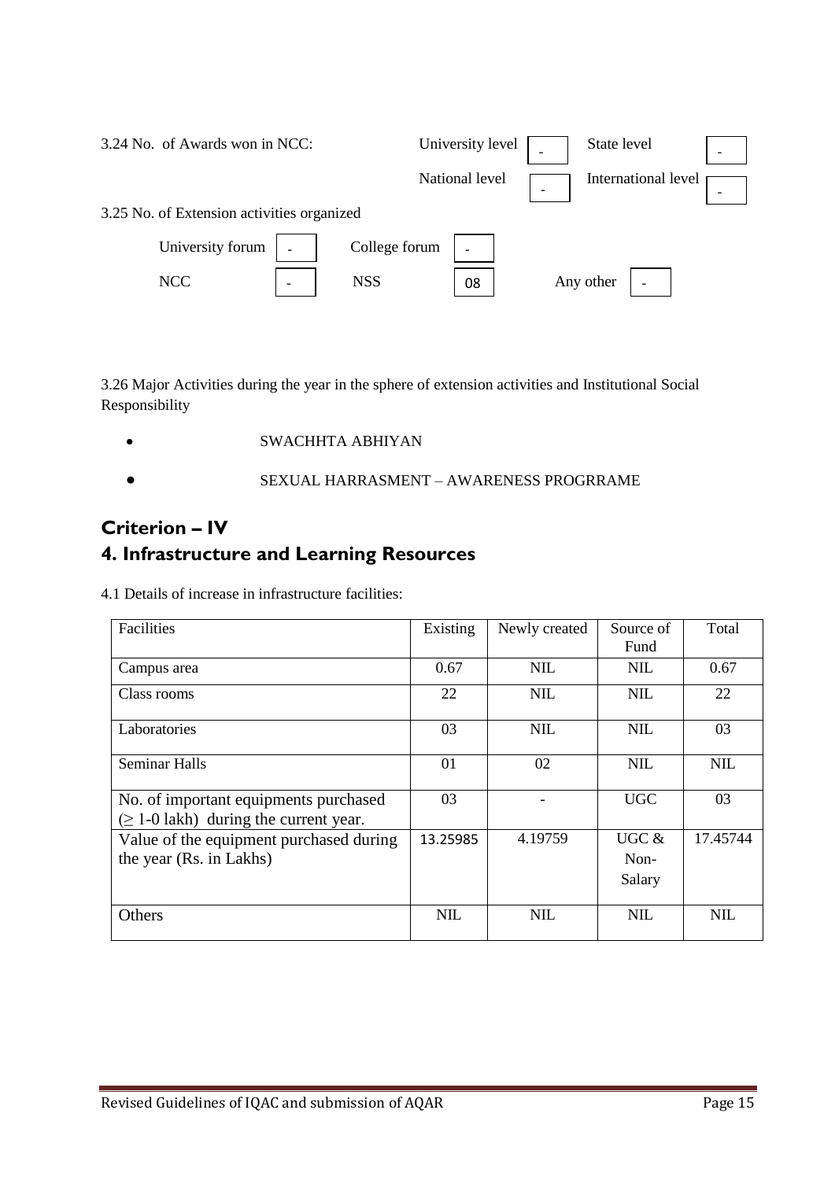3.24 No. of Awards won in NCC:

| | | | |
|---|---|---|---|
| University level | - | State level | - |
| National level | - | International level | - |

3.25 No. of Extension activities organized

| | | | | | |
|---|---|---|---|---|---|
| University forum | - | College forum | - | | |
| NCC | - | NSS | 08 | Any other | - |

3.26 Major Activities during the year in the sphere of extension activities and Institutional Social Responsibility

- SWACHHTA ABHIYAN
- SEXUAL HARRASMENT – AWARENESS PROGRRAME

# Criterion – IV

# 4. Infrastructure and Learning Resources

4.1 Details of increase in infrastructure facilities:

| Facilities | Existing | Newly created | Source of Fund | Total |
|---|---|---|---|---|
| Campus area | 0.67 | NIL | NIL | 0.67 |
| Class rooms | 22 | NIL | NIL | 22 |
| Laboratories | 03 | NIL | NIL | 03 |
| Seminar Halls | 01 | 02 | NIL | NIL |
| No. of important equipments purchased (≥ 1-0 lakh) during the current year. | 03 | - | UGC | 03 |
| Value of the equipment purchased during the year (Rs. in Lakhs) | 13.25985 | 4.19759 | UGC & Non-Salary | 17.45744 |
| Others | NIL | NIL | NIL | NIL |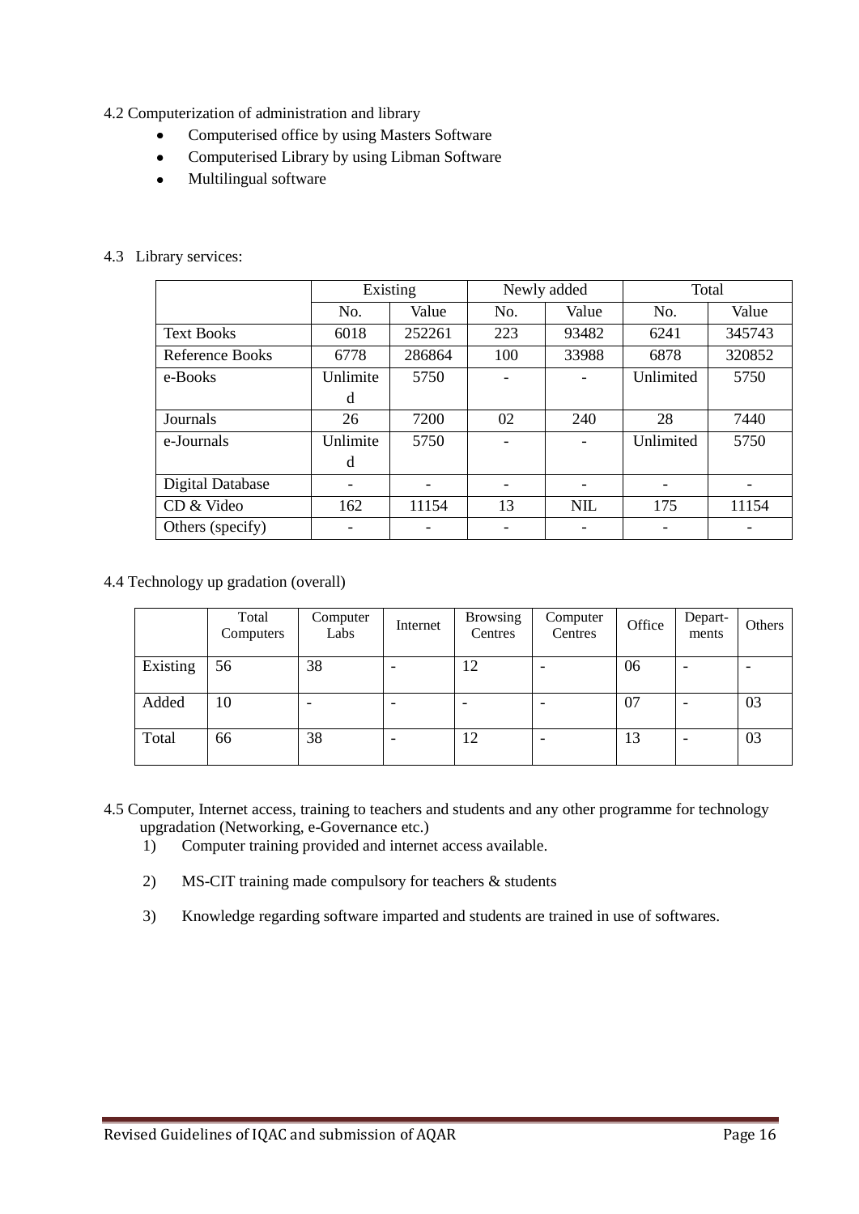4.2 Computerization of administration and library

- Computerised office by using Masters Software
- Computerised Library by using Libman Software
- Multilingual software

4.3 Library services:

| | Existing | | Newly added | | Total | |
|---|---|---|---|---|---|---|
| | No. | Value | No. | Value | No. | Value |
| Text Books | 6018 | 252261 | 223 | 93482 | 6241 | 345743 |
| Reference Books | 6778 | 286864 | 100 | 33988 | 6878 | 320852 |
| e-Books | Unlimited | 5750 | - | - | Unlimited | 5750 |
| Journals | 26 | 7200 | 02 | 240 | 28 | 7440 |
| e-Journals | Unlimited | 5750 | - | - | Unlimited | 5750 |
| Digital Database | - | - | - | - | - | - |
| CD & Video | 162 | 11154 | 13 | NIL | 175 | 11154 |
| Others (specify) | - | - | - | - | - | - |

4.4 Technology up gradation (overall)

| | Total Computers | Computer Labs | Internet | Browsing Centres | Computer Centres | Office | Depart-ments | Others |
|---|---|---|---|---|---|---|---|---|
| Existing | 56 | 38 | - | 12 | - | 06 | - | - |
| Added | 10 | - | - | - | - | 07 | - | 03 |
| Total | 66 | 38 | - | 12 | - | 13 | - | 03 |

4.5 Computer, Internet access, training to teachers and students and any other programme for technology upgradation (Networking, e-Governance etc.)

1) Computer training provided and internet access available.
2) MS-CIT training made compulsory for teachers & students
3) Knowledge regarding software imparted and students are trained in use of softwares.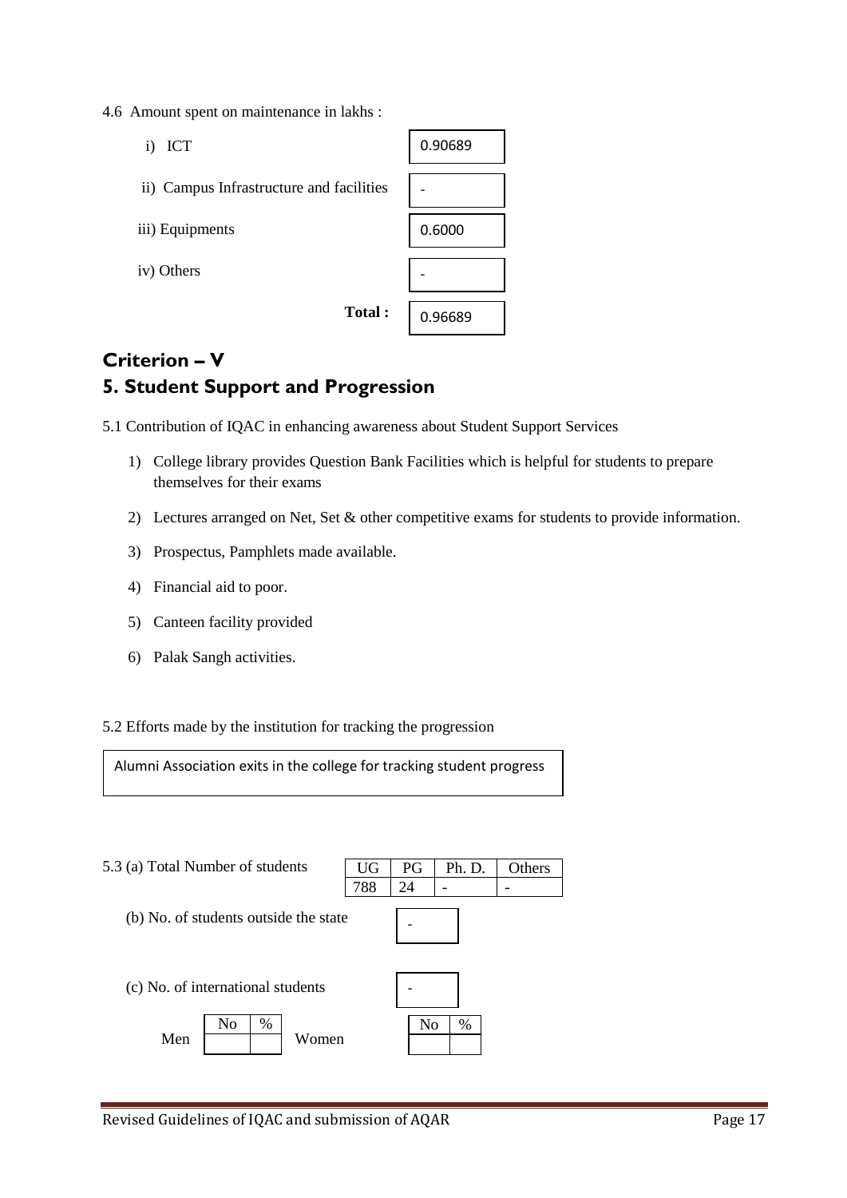4.6 Amount spent on maintenance in lakhs :

| | |
|---|---|
| i) ICT | 0.90689 |
| ii) Campus Infrastructure and facilities | - |
| iii) Equipments | 0.6000 |
| iv) Others | - |
| **Total :** | 0.96689 |

## Criterion – V

## 5. Student Support and Progression

5.1 Contribution of IQAC in enhancing awareness about Student Support Services

1) College library provides Question Bank Facilities which is helpful for students to prepare themselves for their exams
2) Lectures arranged on Net, Set & other competitive exams for students to provide information.
3) Prospectus, Pamphlets made available.
4) Financial aid to poor.
5) Canteen facility provided
6) Palak Sangh activities.

5.2 Efforts made by the institution for tracking the progression

Alumni Association exits in the college for tracking student progress

5.3 (a) Total Number of students

| UG | PG | Ph. D. | Others |
|---|---|---|---|
| 788 | 24 | - | - |

(b) No. of students outside the state: -

(c) No. of international students: -

| | No | % |
|---|---|---|
| Men | | |
| Women | | |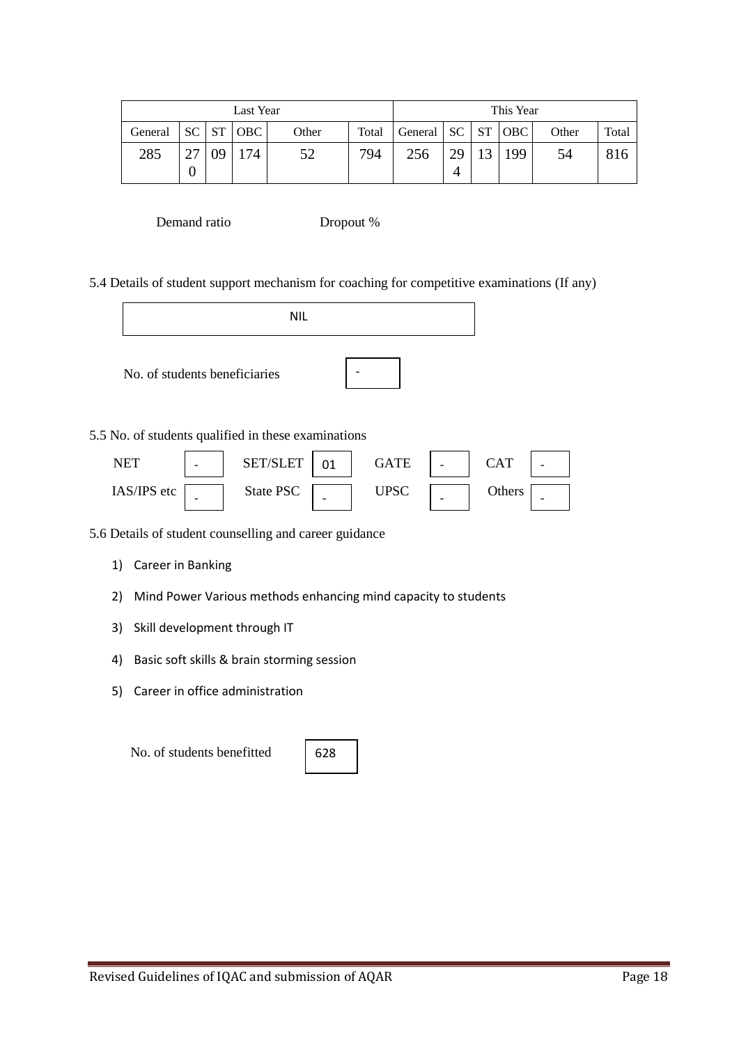| Last Year | | | | | | This Year | | | | | |
|---|---|---|---|---|---|---|---|---|---|---|---|
| General | SC | ST | OBC | Other | Total | General | SC | ST | OBC | Other | Total |
| 285 | 270 | 09 | 174 | 52 | 794 | 256 | 294 | 13 | 199 | 54 | 816 |

Demand ratio Dropout %

5.4 Details of student support mechanism for coaching for competitive examinations (If any)

NIL

No. of students beneficiaries -

5.5 No. of students qualified in these examinations

| NET | - | SET/SLET | 01 | GATE | - | CAT | - |
|---|---|---|---|---|---|---|---|
| IAS/IPS etc | - | State PSC | - | UPSC | - | Others | - |

5.6 Details of student counselling and career guidance

1) Career in Banking
2) Mind Power Various methods enhancing mind capacity to students
3) Skill development through IT
4) Basic soft skills & brain storming session
5) Career in office administration

No. of students benefitted 628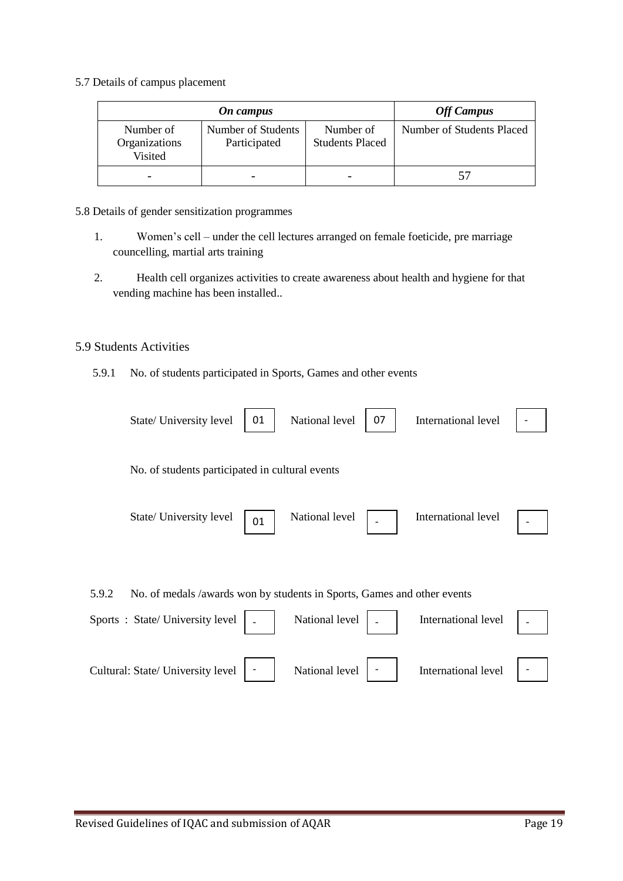5.7 Details of campus placement

| *On campus* | | | *Off Campus* |
|---|---|---|---|
| Number of Organizations Visited | Number of Students Participated | Number of Students Placed | Number of Students Placed |
| - | - | - | 57 |

5.8 Details of gender sensitization programmes

1. Women's cell – under the cell lectures arranged on female foeticide, pre marriage councelling, martial arts training
2. Health cell organizes activities to create awareness about health and hygiene for that vending machine has been installed..

5.9 Students Activities

5.9.1 No. of students participated in Sports, Games and other events

State/ University level: 01 National level: 07 International level: -

No. of students participated in cultural events

State/ University level: 01 National level: - International level: -

5.9.2 No. of medals /awards won by students in Sports, Games and other events

Sports : State/ University level: - National level: - International level: -

Cultural: State/ University level: - National level: - International level: -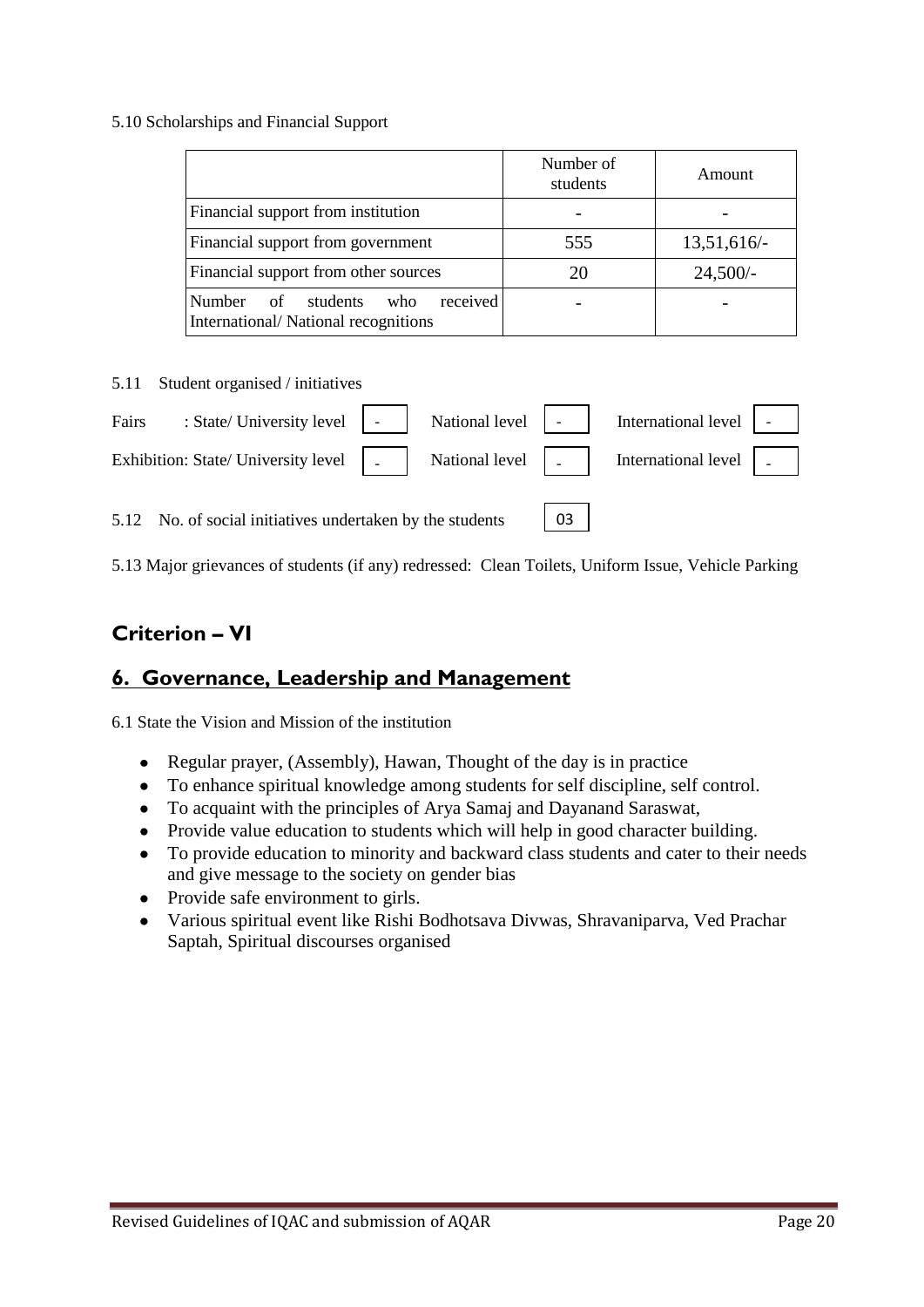5.10 Scholarships and Financial Support

| | Number of students | Amount |
|---|---|---|
| Financial support from institution | - | - |
| Financial support from government | 555 | 13,51,616/- |
| Financial support from other sources | 20 | 24,500/- |
| Number of students who received International/ National recognitions | - | - |

5.11 Student organised / initiatives

| | State/ University level | National level | International level |
|---|---|---|---|
| Fairs | - | - | - |
| Exhibition | - | - | - |

5.12 No. of social initiatives undertaken by the students: 03

5.13 Major grievances of students (if any) redressed: Clean Toilets, Uniform Issue, Vehicle Parking

## Criterion – VI

## 6. Governance, Leadership and Management

6.1 State the Vision and Mission of the institution

- Regular prayer, (Assembly), Hawan, Thought of the day is in practice
- To enhance spiritual knowledge among students for self discipline, self control.
- To acquaint with the principles of Arya Samaj and Dayanand Saraswat,
- Provide value education to students which will help in good character building.
- To provide education to minority and backward class students and cater to their needs and give message to the society on gender bias
- Provide safe environment to girls.
- Various spiritual event like Rishi Bodhotsava Divwas, Shravaniparva, Ved Prachar Saptah, Spiritual discourses organised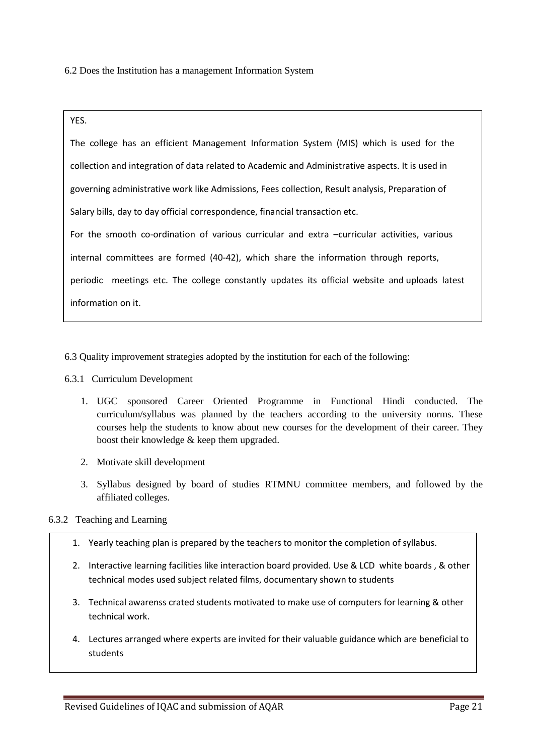6.2 Does the Institution has a management Information System

YES.

The college has an efficient Management Information System (MIS) which is used for the collection and integration of data related to Academic and Administrative aspects. It is used in governing administrative work like Admissions, Fees collection, Result analysis, Preparation of Salary bills, day to day official correspondence, financial transaction etc.

For the smooth co-ordination of various curricular and extra –curricular activities, various internal committees are formed (40-42), which share the information through reports, periodic meetings etc. The college constantly updates its official website and uploads latest information on it.

6.3 Quality improvement strategies adopted by the institution for each of the following:

6.3.1 Curriculum Development

1. UGC sponsored Career Oriented Programme in Functional Hindi conducted. The curriculum/syllabus was planned by the teachers according to the university norms. These courses help the students to know about new courses for the development of their career. They boost their knowledge & keep them upgraded.
2. Motivate skill development
3. Syllabus designed by board of studies RTMNU committee members, and followed by the affiliated colleges.

6.3.2 Teaching and Learning

1. Yearly teaching plan is prepared by the teachers to monitor the completion of syllabus.
2. Interactive learning facilities like interaction board provided. Use & LCD white boards , & other technical modes used subject related films, documentary shown to students
3. Technical awarenss crated students motivated to make use of computers for learning & other technical work.
4. Lectures arranged where experts are invited for their valuable guidance which are beneficial to students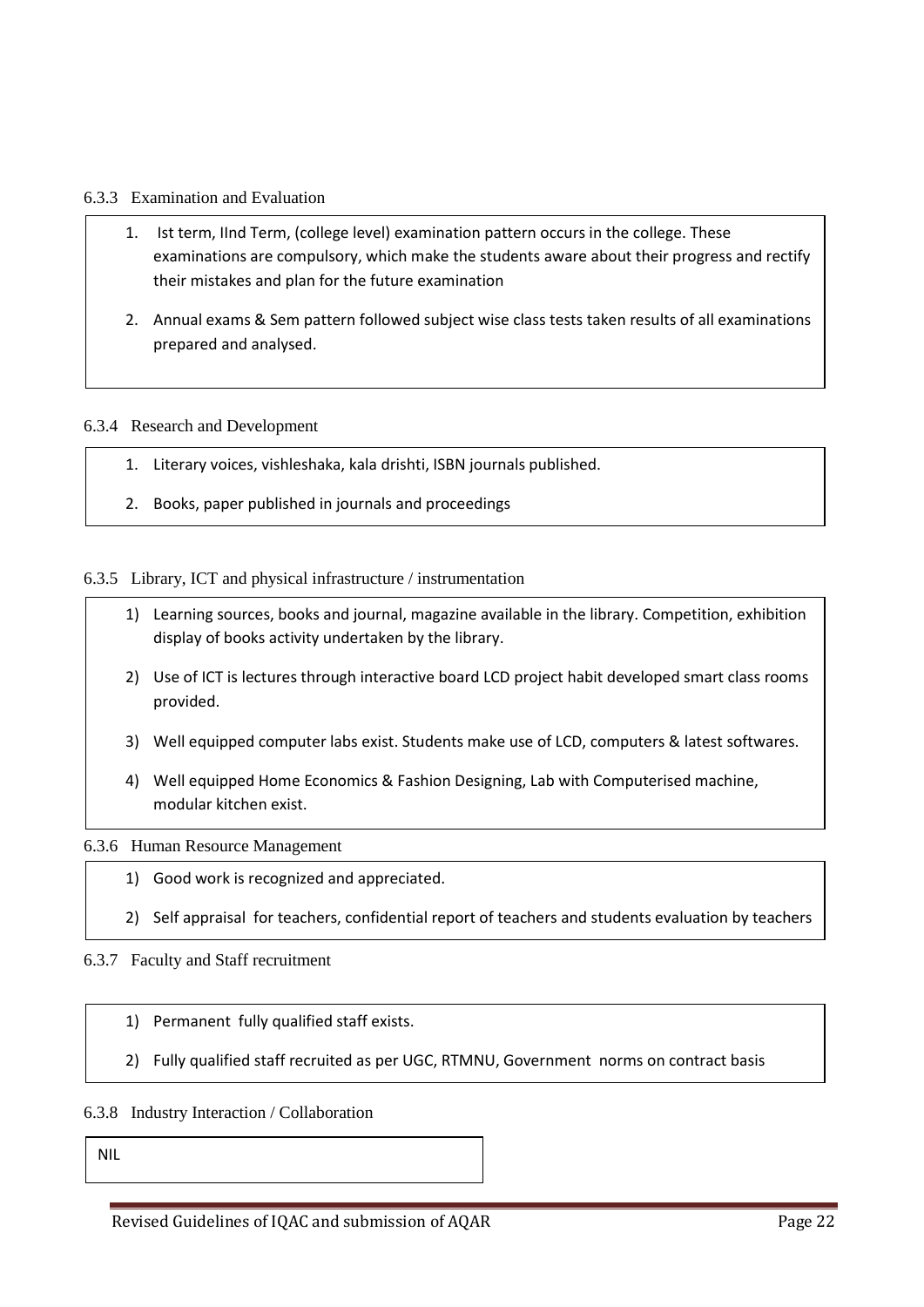6.3.3 Examination and Evaluation

1. Ist term, IInd Term, (college level) examination pattern occurs in the college. These examinations are compulsory, which make the students aware about their progress and rectify their mistakes and plan for the future examination
2. Annual exams & Sem pattern followed subject wise class tests taken results of all examinations prepared and analysed.

6.3.4 Research and Development

1. Literary voices, vishleshaka, kala drishti, ISBN journals published.
2. Books, paper published in journals and proceedings

6.3.5 Library, ICT and physical infrastructure / instrumentation

1) Learning sources, books and journal, magazine available in the library. Competition, exhibition display of books activity undertaken by the library.
2) Use of ICT is lectures through interactive board LCD project habit developed smart class rooms provided.
3) Well equipped computer labs exist. Students make use of LCD, computers & latest softwares.
4) Well equipped Home Economics & Fashion Designing, Lab with Computerised machine, modular kitchen exist.

6.3.6 Human Resource Management

1) Good work is recognized and appreciated.
2) Self appraisal for teachers, confidential report of teachers and students evaluation by teachers

6.3.7 Faculty and Staff recruitment

1) Permanent fully qualified staff exists.
2) Fully qualified staff recruited as per UGC, RTMNU, Government norms on contract basis

6.3.8 Industry Interaction / Collaboration

NIL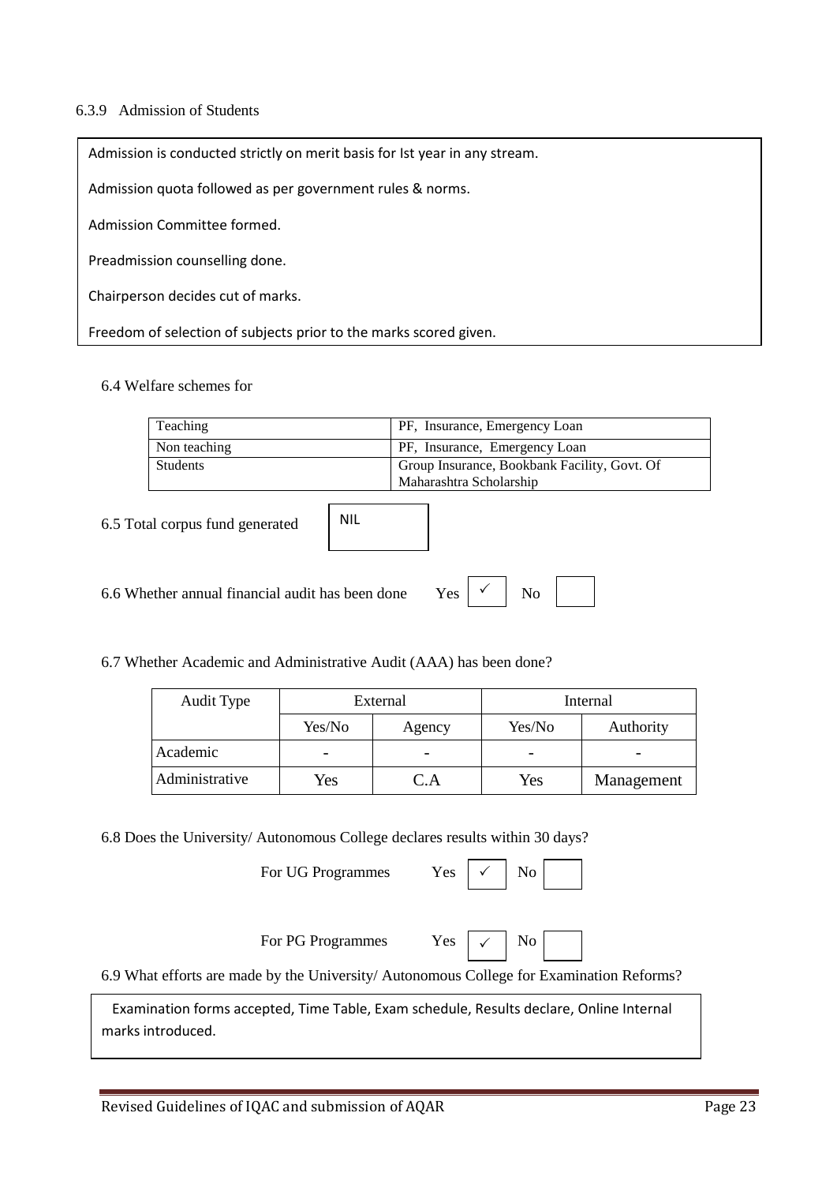6.3.9 Admission of Students

Admission is conducted strictly on merit basis for Ist year in any stream.

Admission quota followed as per government rules & norms.

Admission Committee formed.

Preadmission counselling done.

Chairperson decides cut of marks.

Freedom of selection of subjects prior to the marks scored given.

6.4 Welfare schemes for

| Teaching | PF, Insurance, Emergency Loan |
|---|---|
| Non teaching | PF, Insurance, Emergency Loan |
| Students | Group Insurance, Bookbank Facility, Govt. Of Maharashtra Scholarship |

6.5 Total corpus fund generated: NIL

6.6 Whether annual financial audit has been done Yes ✓ No

6.7 Whether Academic and Administrative Audit (AAA) has been done?

| Audit Type | External | | Internal | |
|---|---|---|---|---|
| | Yes/No | Agency | Yes/No | Authority |
| Academic | - | - | - | - |
| Administrative | Yes | C.A | Yes | Management |

6.8 Does the University/ Autonomous College declares results within 30 days?

For UG Programmes Yes ✓ No

For PG Programmes Yes ✓ No

6.9 What efforts are made by the University/ Autonomous College for Examination Reforms?

Examination forms accepted, Time Table, Exam schedule, Results declare, Online Internal marks introduced.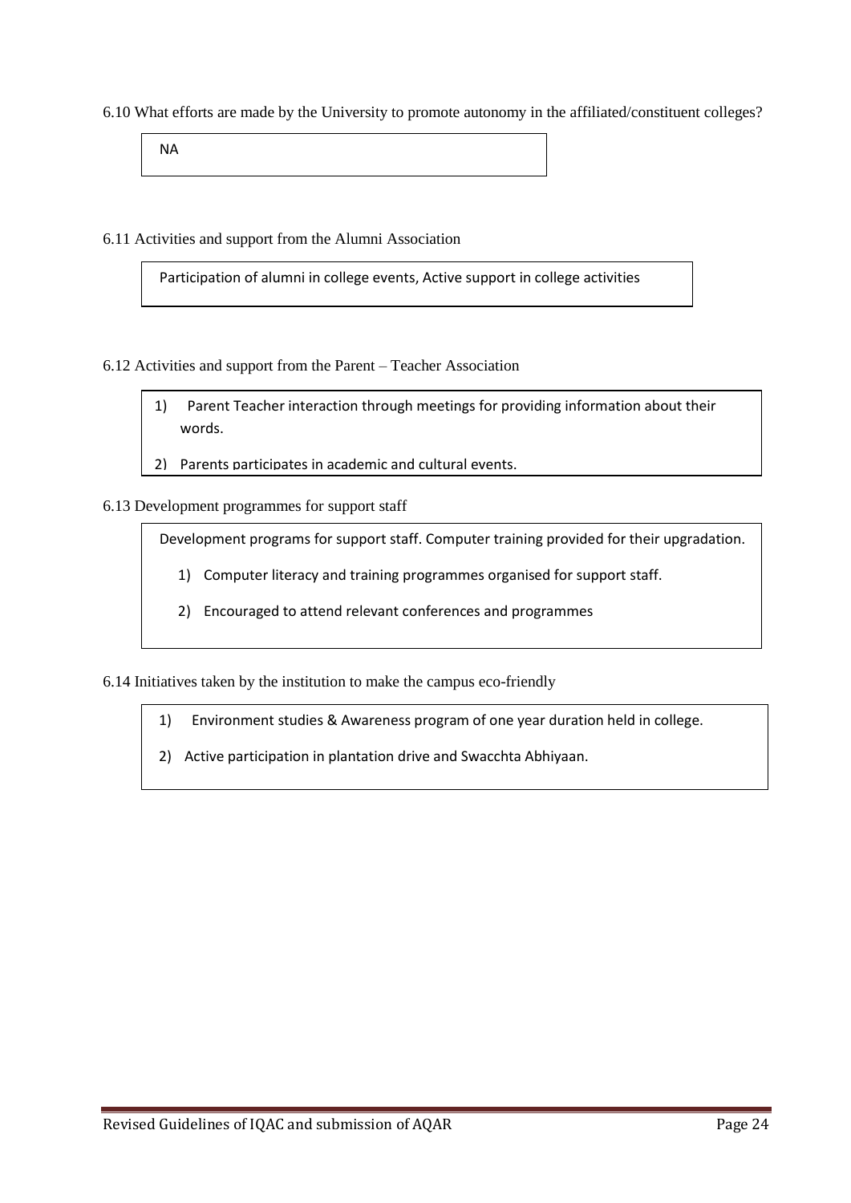6.10 What efforts are made by the University to promote autonomy in the affiliated/constituent colleges?

NA

6.11 Activities and support from the Alumni Association

Participation of alumni in college events, Active support in college activities

6.12 Activities and support from the Parent – Teacher Association

1) Parent Teacher interaction through meetings for providing information about their words.
2) Parents participates in academic and cultural events.

6.13 Development programmes for support staff

Development programs for support staff. Computer training provided for their upgradation.

1) Computer literacy and training programmes organised for support staff.
2) Encouraged to attend relevant conferences and programmes

6.14 Initiatives taken by the institution to make the campus eco-friendly

1) Environment studies & Awareness program of one year duration held in college.
2) Active participation in plantation drive and Swacchta Abhiyaan.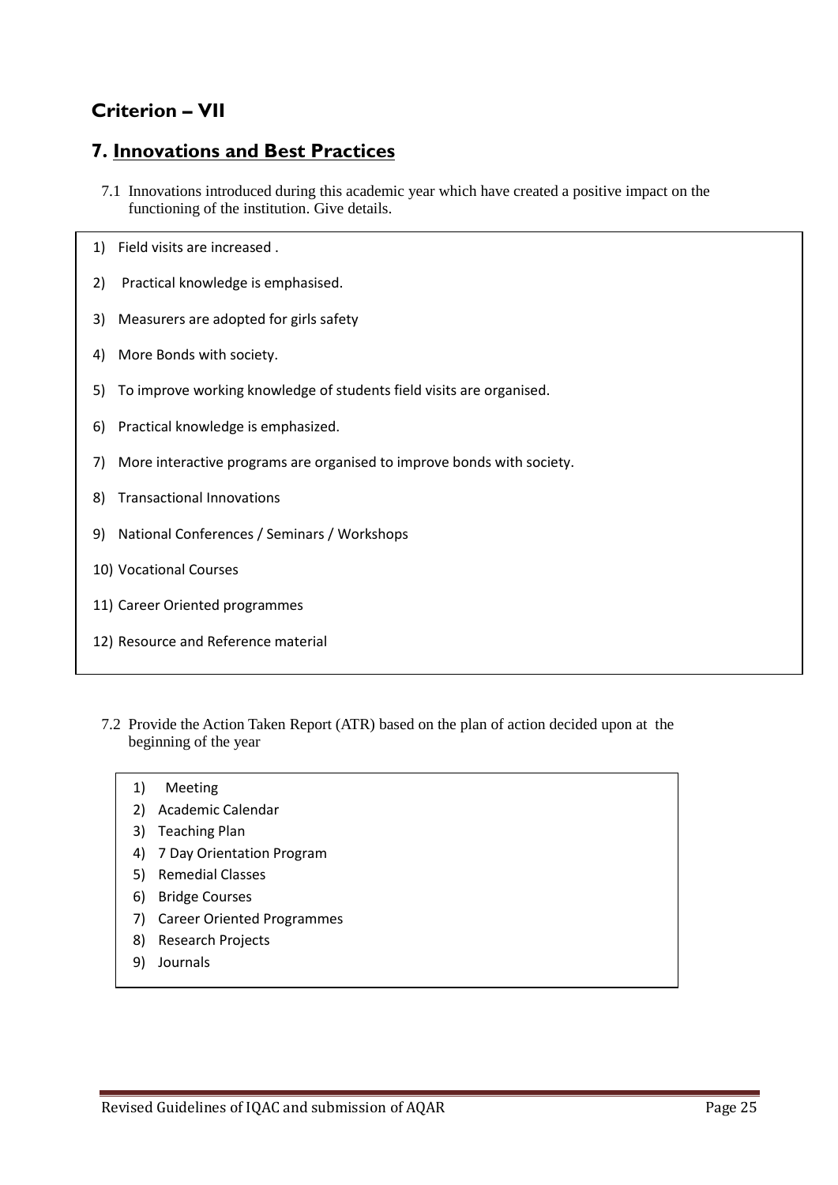## Criterion – VII

## 7. Innovations and Best Practices

7.1 Innovations introduced during this academic year which have created a positive impact on the functioning of the institution. Give details.

1) Field visits are increased .
2) Practical knowledge is emphasised.
3) Measurers are adopted for girls safety
4) More Bonds with society.
5) To improve working knowledge of students field visits are organised.
6) Practical knowledge is emphasized.
7) More interactive programs are organised to improve bonds with society.
8) Transactional Innovations
9) National Conferences / Seminars / Workshops
10) Vocational Courses
11) Career Oriented programmes
12) Resource and Reference material

7.2 Provide the Action Taken Report (ATR) based on the plan of action decided upon at the beginning of the year

1) Meeting
2) Academic Calendar
3) Teaching Plan
4) 7 Day Orientation Program
5) Remedial Classes
6) Bridge Courses
7) Career Oriented Programmes
8) Research Projects
9) Journals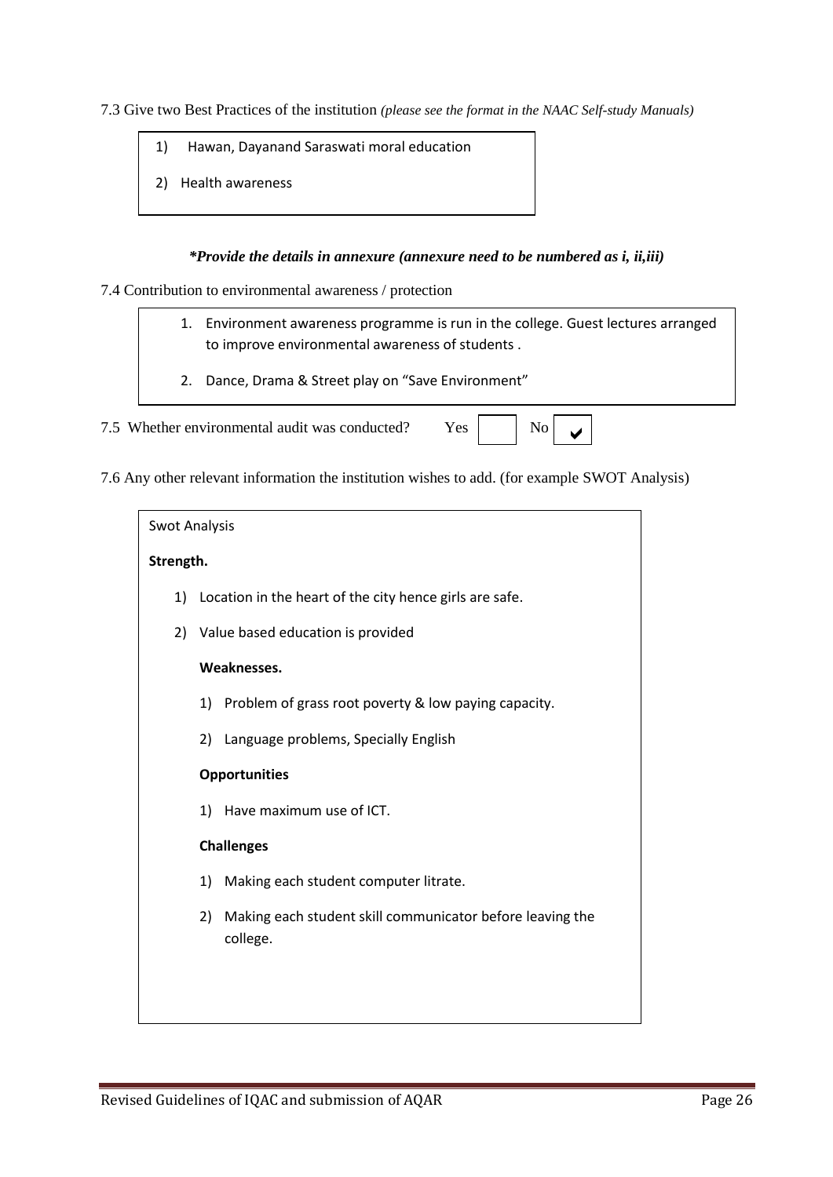7.3 Give two Best Practices of the institution *(please see the format in the NAAC Self-study Manuals)*

1) Hawan, Dayanand Saraswati moral education
2) Health awareness

***Provide the details in annexure (annexure need to be numbered as i, ii,iii)***

7.4 Contribution to environmental awareness / protection

1. Environment awareness programme is run in the college. Guest lectures arranged to improve environmental awareness of students .
2. Dance, Drama & Street play on "Save Environment"

7.5 Whether environmental audit was conducted? Yes [ ] No [✔]

7.6 Any other relevant information the institution wishes to add. (for example SWOT Analysis)

Swot Analysis

**Strength.**

1) Location in the heart of the city hence girls are safe.
2) Value based education is provided

**Weaknesses.**

1) Problem of grass root poverty & low paying capacity.
2) Language problems, Specially English

**Opportunities**

1) Have maximum use of ICT.

**Challenges**

1) Making each student computer litrate.
2) Making each student skill communicator before leaving the college.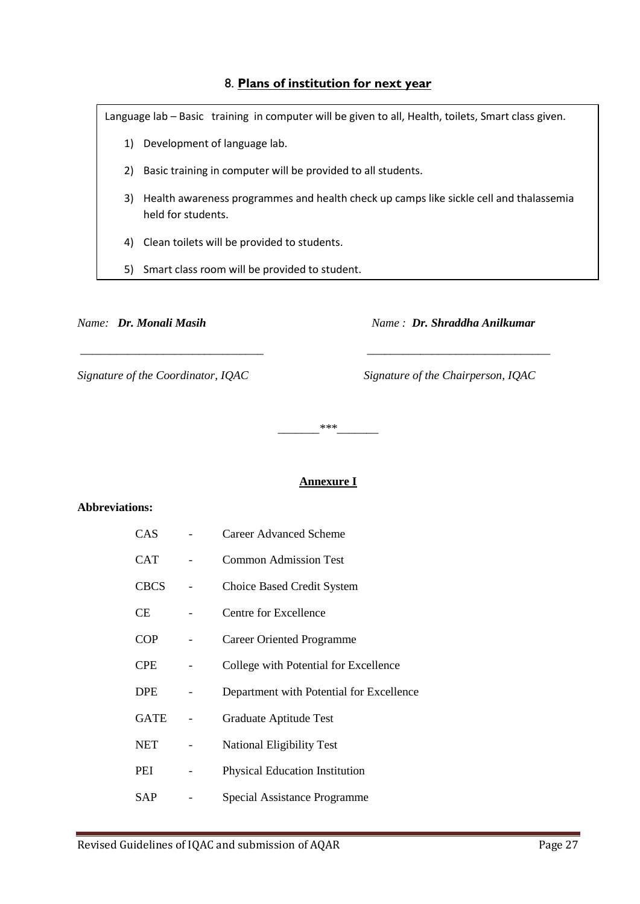## 8. **Plans of institution for next year**

Language lab – Basic training in computer will be given to all, Health, toilets, Smart class given.

1) Development of language lab.
2) Basic training in computer will be provided to all students.
3) Health awareness programmes and health check up camps like sickle cell and thalassemia held for students.
4) Clean toilets will be provided to students.
5) Smart class room will be provided to student.

*Name:* ***Dr. Monali Masih***

\_\_\_\_\_\_\_\_\_\_\_\_\_\_\_\_\_\_\_\_\_\_\_\_\_\_\_\_\_\_\_

*Signature of the Coordinator, IQAC*

*Name :* ***Dr. Shraddha Anilkumar***

\_\_\_\_\_\_\_\_\_\_\_\_\_\_\_\_\_\_\_\_\_\_\_\_\_\_\_\_\_\_\_

*Signature of the Chairperson, IQAC*

\_\_\_\_\_\_\_***\_\_\_\_\_\_\_

### Annexure I

**Abbreviations:**

| | | |
|---|---|---|
| CAS | - | Career Advanced Scheme |
| CAT | - | Common Admission Test |
| CBCS | - | Choice Based Credit System |
| CE | - | Centre for Excellence |
| COP | - | Career Oriented Programme |
| CPE | - | College with Potential for Excellence |
| DPE | - | Department with Potential for Excellence |
| GATE | - | Graduate Aptitude Test |
| NET | - | National Eligibility Test |
| PEI | - | Physical Education Institution |
| SAP | - | Special Assistance Programme |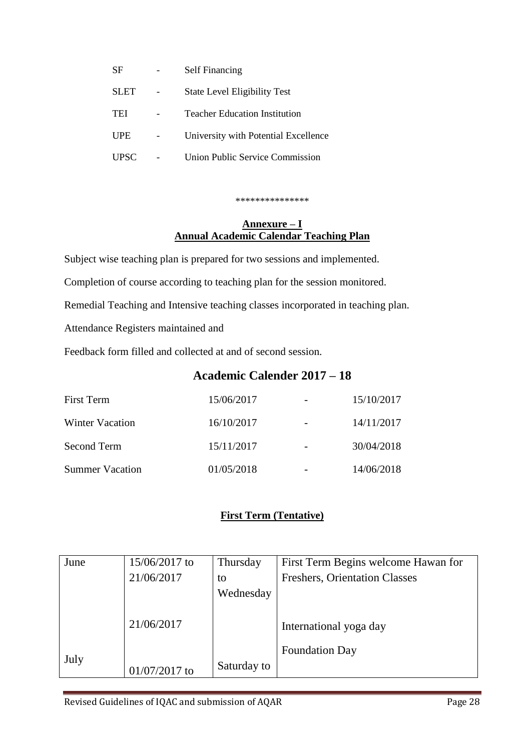| | | |
|---|---|---|
| SF | - | Self Financing |
| SLET | - | State Level Eligibility Test |
| TEI | - | Teacher Education Institution |
| UPE | - | University with Potential Excellence |
| UPSC | - | Union Public Service Commission |

***************

## Annexure – I
## Annual Academic Calendar Teaching Plan

Subject wise teaching plan is prepared for two sessions and implemented.

Completion of course according to teaching plan for the session monitored.

Remedial Teaching and Intensive teaching classes incorporated in teaching plan.

Attendance Registers maintained and

Feedback form filled and collected at and of second session.

## Academic Calender 2017 – 18

| | | | |
|---|---|---|---|
| First Term | 15/06/2017 | - | 15/10/2017 |
| Winter Vacation | 16/10/2017 | - | 14/11/2017 |
| Second Term | 15/11/2017 | - | 30/04/2018 |
| Summer Vacation | 01/05/2018 | - | 14/06/2018 |

### First Term (Tentative)

| | | | |
|---|---|---|---|
| June | 15/06/2017 to 21/06/2017 | Thursday to Wednesday | First Term Begins welcome Hawan for Freshers, Orientation Classes |
| | 21/06/2017 | | International yoga day |
| July | 01/07/2017 to | Saturday to | Foundation Day |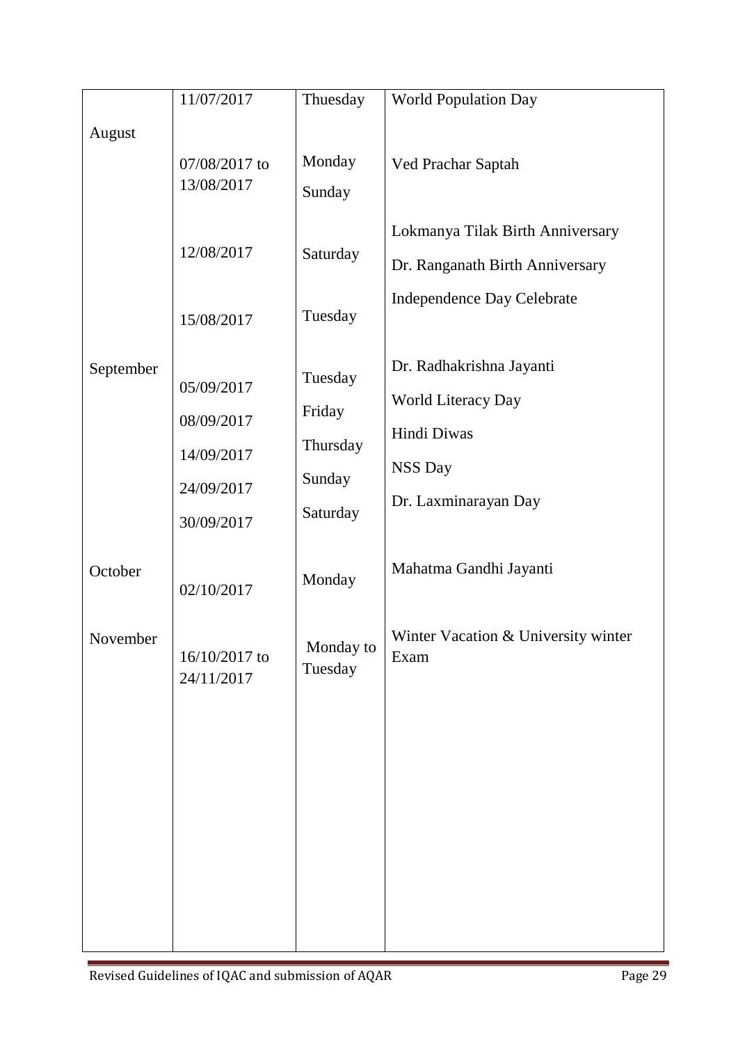| | | | |
|---|---|---|---|
| | 11/07/2017 | Thuesday | World Population Day |
| August | 07/08/2017 to 13/08/2017 | Monday Sunday | Ved Prachar Saptah |
| | 12/08/2017 | Saturday | Lokmanya Tilak Birth Anniversary<br>Dr. Ranganath Birth Anniversary |
| | 15/08/2017 | Tuesday | Independence Day Celebrate |
| September | 05/09/2017 | Tuesday | Dr. Radhakrishna Jayanti |
| | 08/09/2017 | Friday | World Literacy Day |
| | 14/09/2017 | Thursday | Hindi Diwas |
| | 24/09/2017 | Sunday | NSS Day |
| | 30/09/2017 | Saturday | Dr. Laxminarayan Day |
| October | 02/10/2017 | Monday | Mahatma Gandhi Jayanti |
| November | 16/10/2017 to 24/11/2017 | Monday to Tuesday | Winter Vacation & University winter Exam |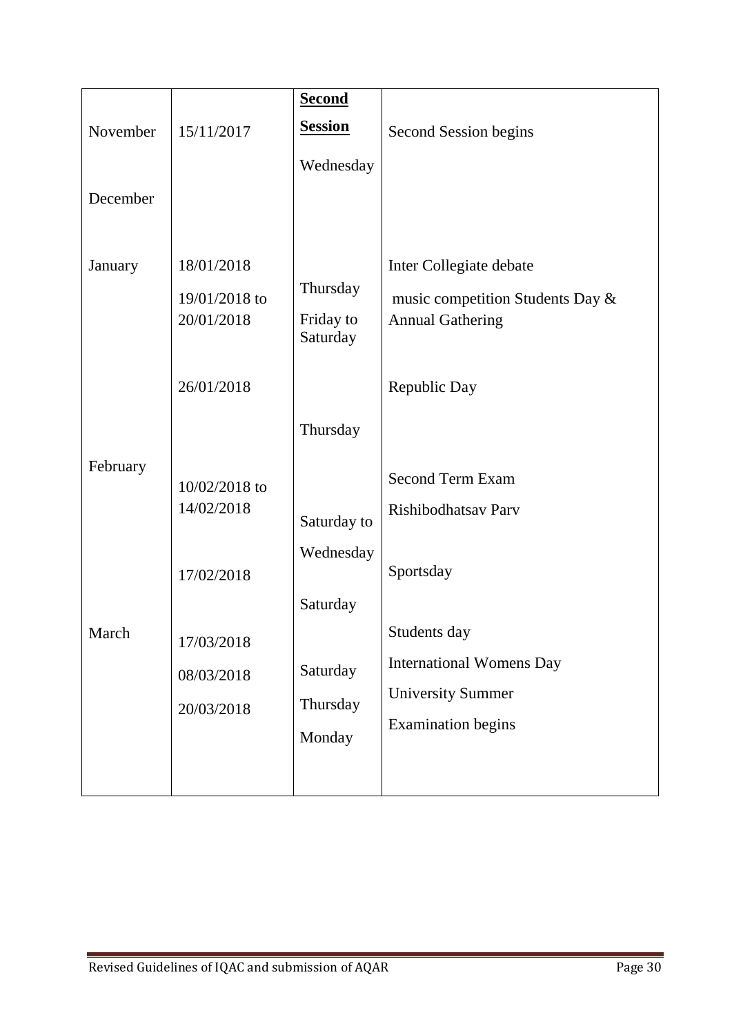| | | **Second Session** | |
|---|---|---|---|
| November | 15/11/2017 | Wednesday | Second Session begins |
| December | | | |
| January | 18/01/2018 | Thursday | Inter Collegiate debate |
| | 19/01/2018 to 20/01/2018 | Friday to Saturday | music competition Students Day & Annual Gathering |
| | 26/01/2018 | Thursday | Republic Day |
| February | 10/02/2018 to 14/02/2018 | Saturday to Wednesday | Second Term Exam Rishibodhatsav Parv |
| | 17/02/2018 | Saturday | Sportsday |
| March | 17/03/2018 | Saturday | Students day |
| | 08/03/2018 | Thursday | International Womens Day |
| | 20/03/2018 | Monday | University Summer Examination begins |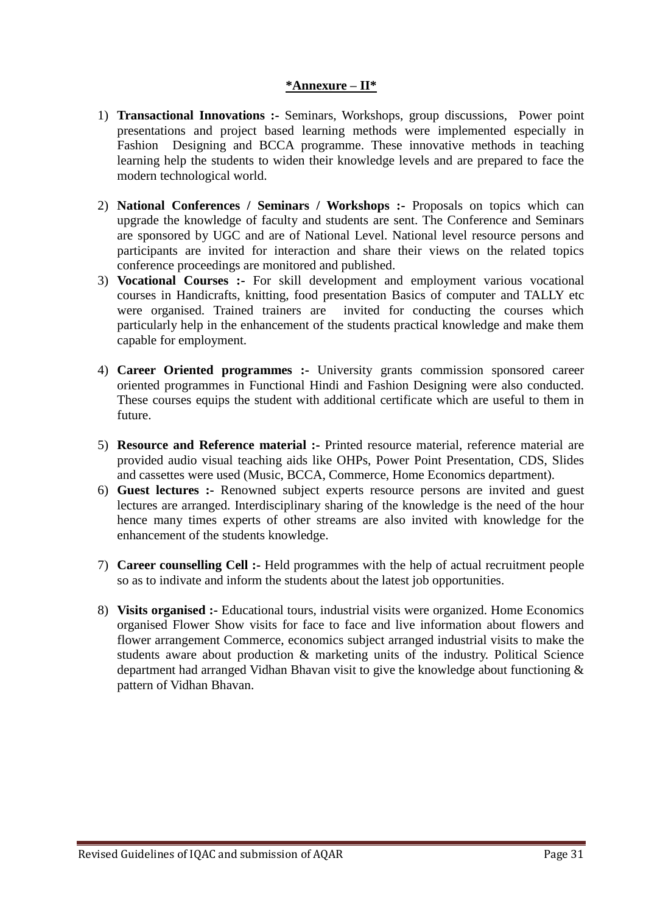**\*Annexure – II\***

1) **Transactional Innovations :-** Seminars, Workshops, group discussions, Power point presentations and project based learning methods were implemented especially in Fashion Designing and BCCA programme. These innovative methods in teaching learning help the students to widen their knowledge levels and are prepared to face the modern technological world.

2) **National Conferences / Seminars / Workshops :-** Proposals on topics which can upgrade the knowledge of faculty and students are sent. The Conference and Seminars are sponsored by UGC and are of National Level. National level resource persons and participants are invited for interaction and share their views on the related topics conference proceedings are monitored and published.

3) **Vocational Courses :-** For skill development and employment various vocational courses in Handicrafts, knitting, food presentation Basics of computer and TALLY etc were organised. Trained trainers are invited for conducting the courses which particularly help in the enhancement of the students practical knowledge and make them capable for employment.

4) **Career Oriented programmes :-** University grants commission sponsored career oriented programmes in Functional Hindi and Fashion Designing were also conducted. These courses equips the student with additional certificate which are useful to them in future.

5) **Resource and Reference material :-** Printed resource material, reference material are provided audio visual teaching aids like OHPs, Power Point Presentation, CDS, Slides and cassettes were used (Music, BCCA, Commerce, Home Economics department).

6) **Guest lectures :-** Renowned subject experts resource persons are invited and guest lectures are arranged. Interdisciplinary sharing of the knowledge is the need of the hour hence many times experts of other streams are also invited with knowledge for the enhancement of the students knowledge.

7) **Career counselling Cell :-** Held programmes with the help of actual recruitment people so as to indivate and inform the students about the latest job opportunities.

8) **Visits organised :-** Educational tours, industrial visits were organized. Home Economics organised Flower Show visits for face to face and live information about flowers and flower arrangement Commerce, economics subject arranged industrial visits to make the students aware about production & marketing units of the industry. Political Science department had arranged Vidhan Bhavan visit to give the knowledge about functioning & pattern of Vidhan Bhavan.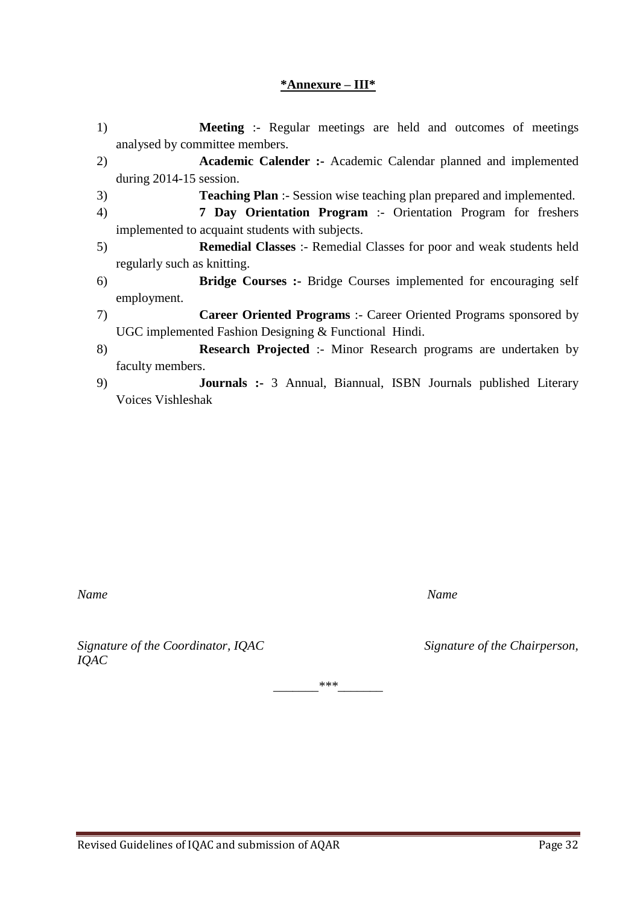**\*Annexure – III\***

1) **Meeting** :- Regular meetings are held and outcomes of meetings analysed by committee members.
2) **Academic Calender :-** Academic Calendar planned and implemented during 2014-15 session.
3) **Teaching Plan** :- Session wise teaching plan prepared and implemented.
4) **7 Day Orientation Program** :- Orientation Program for freshers implemented to acquaint students with subjects.
5) **Remedial Classes** :- Remedial Classes for poor and weak students held regularly such as knitting.
6) **Bridge Courses :-** Bridge Courses implemented for encouraging self employment.
7) **Career Oriented Programs** :- Career Oriented Programs sponsored by UGC implemented Fashion Designing & Functional Hindi.
8) **Research Projected** :- Minor Research programs are undertaken by faculty members.
9) **Journals :-** 3 Annual, Biannual, ISBN Journals published Literary Voices Vishleshak

*Name* *Name*

*Signature of the Coordinator, IQAC* *Signature of the Chairperson, IQAC*

\_\_\_\_\_\_\_\*\*\*\_\_\_\_\_\_\_